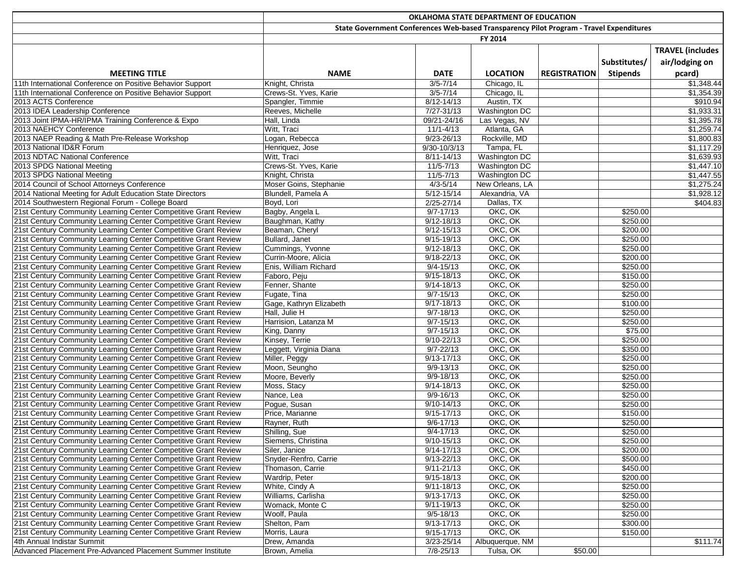| | OKLAHOMA STATE DEPARTMENT OF EDUCATION | | | | | |
|---|---|---|---|---|---|---|
| | State Government Conferences Web-based Transparency Pilot Program - Travel Expenditures | | | | | |
| | FY 2014 | | | | | |
| MEETING TITLE | NAME | DATE | LOCATION | REGISTRATION | Substitutes/ Stipends | TRAVEL (includes air/lodging on pcard) |
| 11th International Conference on Positive Behavior Support | Knight, Christa | 3/5-7/14 | Chicago, IL | | | $1,348.44 |
| 11th International Conference on Positive Behavior Support | Crews-St. Yves, Karie | 3/5-7/14 | Chicago, IL | | | $1,354.39 |
| 2013 ACTS Conference | Spangler, Timmie | 8/12-14/13 | Austin, TX | | | $910.94 |
| 2013 IDEA Leadership Conference | Reeves, Michelle | 7/27-31/13 | Washington DC | | | $1,933.31 |
| 2013 Joint IPMA-HR/IPMA Training Conference & Expo | Hall, Linda | 09/21-24/16 | Las Vegas, NV | | | $1,395.78 |
| 2013 NAEHCY Conference | Witt, Traci | 11/1-4/13 | Atlanta, GA | | | $1,259.74 |
| 2013 NAEP Reading & Math Pre-Release Workshop | Logan, Rebecca | 9/23-26/13 | Rockville, MD | | | $1,800.83 |
| 2013 National ID&R Forum | Henriquez, Jose | 9/30-10/3/13 | Tampa, FL | | | $1,117.29 |
| 2013 NDTAC National Conference | Witt, Traci | 8/11-14/13 | Washington DC | | | $1,639.93 |
| 2013 SPDG National Meeting | Crews-St. Yves, Karie | 11/5-7/13 | Washington DC | | | $1,447.10 |
| 2013 SPDG National Meeting | Knight, Christa | 11/5-7/13 | Washington DC | | | $1,447.55 |
| 2014 Council of School Attorneys Conference | Moser Goins, Stephanie | 4/3-5/14 | New Orleans, LA | | | $1,275.24 |
| 2014 National Meeting for Adult Education State Directors | Blundell, Pamela A | 5/12-15/14 | Alexandria, VA | | | $1,928.12 |
| 2014 Southwestern Regional Forum - College Board | Boyd, Lori | 2/25-27/14 | Dallas, TX | | | $404.83 |
| 21st Century Community Learning Center Competitive Grant Review | Bagby, Angela L | 9/7-17/13 | OKC, OK | | $250.00 | |
| 21st Century Community Learning Center Competitive Grant Review | Baughman, Kathy | 9/12-18/13 | OKC, OK | | $250.00 | |
| 21st Century Community Learning Center Competitive Grant Review | Beaman, Cheryl | 9/12-15/13 | OKC, OK | | $200.00 | |
| 21st Century Community Learning Center Competitive Grant Review | Bullard, Janet | 9/15-19/13 | OKC, OK | | $250.00 | |
| 21st Century Community Learning Center Competitive Grant Review | Cummings, Yvonne | 9/12-18/13 | OKC, OK | | $250.00 | |
| 21st Century Community Learning Center Competitive Grant Review | Currin-Moore, Alicia | 9/18-22/13 | OKC, OK | | $200.00 | |
| 21st Century Community Learning Center Competitive Grant Review | Enis, William Richard | 9/4-15/13 | OKC, OK | | $250.00 | |
| 21st Century Community Learning Center Competitive Grant Review | Faboro, Peju | 9/15-18/13 | OKC, OK | | $150.00 | |
| 21st Century Community Learning Center Competitive Grant Review | Fenner, Shante | 9/14-18/13 | OKC, OK | | $250.00 | |
| 21st Century Community Learning Center Competitive Grant Review | Fugate, Tina | 9/7-15/13 | OKC, OK | | $250.00 | |
| 21st Century Community Learning Center Competitive Grant Review | Gage, Kathryn Elizabeth | 9/17-18/13 | OKC, OK | | $100.00 | |
| 21st Century Community Learning Center Competitive Grant Review | Hall, Julie H | 9/7-18/13 | OKC, OK | | $250.00 | |
| 21st Century Community Learning Center Competitive Grant Review | Harrision, Latanza M | 9/7-15/13 | OKC, OK | | $250.00 | |
| 21st Century Community Learning Center Competitive Grant Review | King, Danny | 9/7-15/13 | OKC, OK | | $75.00 | |
| 21st Century Community Learning Center Competitive Grant Review | Kinsey, Terrie | 9/10-22/13 | OKC, OK | | $250.00 | |
| 21st Century Community Learning Center Competitive Grant Review | Leggett, Virginia Diana | 9/7-22/13 | OKC, OK | | $350.00 | |
| 21st Century Community Learning Center Competitive Grant Review | Miller, Peggy | 9/13-17/13 | OKC, OK | | $250.00 | |
| 21st Century Community Learning Center Competitive Grant Review | Moon, Seungho | 9/9-13/13 | OKC, OK | | $250.00 | |
| 21st Century Community Learning Center Competitive Grant Review | Moore, Beverly | 9/9-18/13 | OKC, OK | | $250.00 | |
| 21st Century Community Learning Center Competitive Grant Review | Moss, Stacy | 9/14-18/13 | OKC, OK | | $250.00 | |
| 21st Century Community Learning Center Competitive Grant Review | Nance, Lea | 9/9-16/13 | OKC, OK | | $250.00 | |
| 21st Century Community Learning Center Competitive Grant Review | Pogue, Susan | 9/10-14/13 | OKC, OK | | $250.00 | |
| 21st Century Community Learning Center Competitive Grant Review | Price, Marianne | 9/15-17/13 | OKC, OK | | $150.00 | |
| 21st Century Community Learning Center Competitive Grant Review | Rayner, Ruth | 9/6-17/13 | OKC, OK | | $250.00 | |
| 21st Century Community Learning Center Competitive Grant Review | Shilling, Sue | 9/4-17/13 | OKC, OK | | $250.00 | |
| 21st Century Community Learning Center Competitive Grant Review | Siemens, Christina | 9/10-15/13 | OKC, OK | | $250.00 | |
| 21st Century Community Learning Center Competitive Grant Review | Siler, Janice | 9/14-17/13 | OKC, OK | | $200.00 | |
| 21st Century Community Learning Center Competitive Grant Review | Snyder-Renfro, Carrie | 9/13-22/13 | OKC, OK | | $500.00 | |
| 21st Century Community Learning Center Competitive Grant Review | Thomason, Carrie | 9/11-21/13 | OKC, OK | | $450.00 | |
| 21st Century Community Learning Center Competitive Grant Review | Wardrip, Peter | 9/15-18/13 | OKC, OK | | $200.00 | |
| 21st Century Community Learning Center Competitive Grant Review | White, Cindy A | 9/11-18/13 | OKC, OK | | $250.00 | |
| 21st Century Community Learning Center Competitive Grant Review | Williams, Carlisha | 9/13-17/13 | OKC, OK | | $250.00 | |
| 21st Century Community Learning Center Competitive Grant Review | Womack, Monte C | 9/11-19/13 | OKC, OK | | $250.00 | |
| 21st Century Community Learning Center Competitive Grant Review | Woolf, Paula | 9/5-18/13 | OKC, OK | | $250.00 | |
| 21st Century Community Learning Center Competitive Grant Review | Shelton, Pam | 9/13-17/13 | OKC, OK | | $300.00 | |
| 21st Century Community Learning Center Competitive Grant Review | Morris, Laura | 9/15-17/13 | OKC, OK | | $150.00 | |
| 4th Annual Indistar Summit | Drew, Amanda | 3/23-25/14 | Albuquerque, NM | | | $111.74 |
| Advanced Placement Pre-Advanced Placement Summer Institute | Brown, Amelia | 7/8-25/13 | Tulsa, OK | $50.00 | | |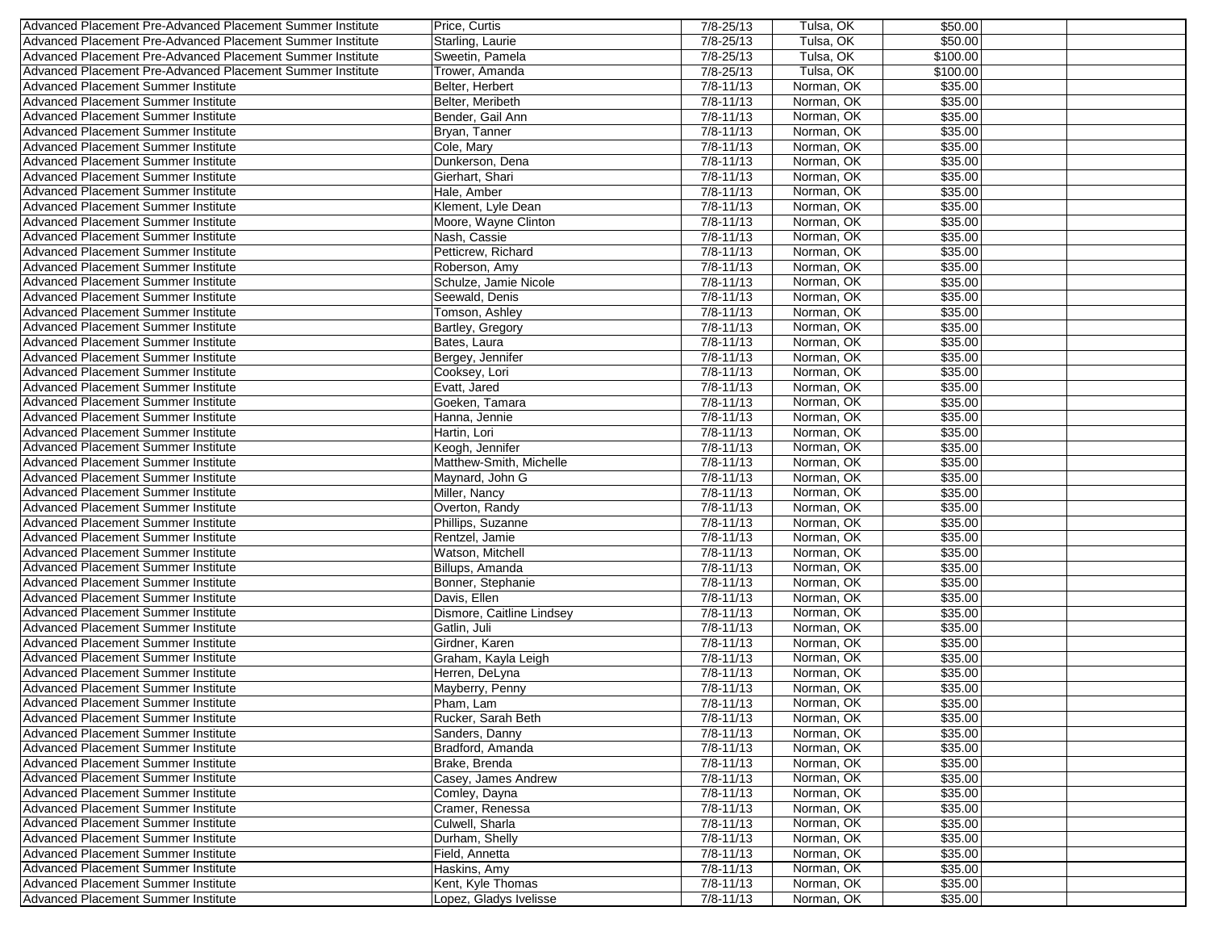| | | | | | | |
|---|---|---|---|---|---|---|
| Advanced Placement Pre-Advanced Placement Summer Institute | Price, Curtis | 7/8-25/13 | Tulsa, OK | $50.00 | | |
| Advanced Placement Pre-Advanced Placement Summer Institute | Starling, Laurie | 7/8-25/13 | Tulsa, OK | $50.00 | | |
| Advanced Placement Pre-Advanced Placement Summer Institute | Sweetin, Pamela | 7/8-25/13 | Tulsa, OK | $100.00 | | |
| Advanced Placement Pre-Advanced Placement Summer Institute | Trower, Amanda | 7/8-25/13 | Tulsa, OK | $100.00 | | |
| Advanced Placement Summer Institute | Belter, Herbert | 7/8-11/13 | Norman, OK | $35.00 | | |
| Advanced Placement Summer Institute | Belter, Meribeth | 7/8-11/13 | Norman, OK | $35.00 | | |
| Advanced Placement Summer Institute | Bender, Gail Ann | 7/8-11/13 | Norman, OK | $35.00 | | |
| Advanced Placement Summer Institute | Bryan, Tanner | 7/8-11/13 | Norman, OK | $35.00 | | |
| Advanced Placement Summer Institute | Cole, Mary | 7/8-11/13 | Norman, OK | $35.00 | | |
| Advanced Placement Summer Institute | Dunkerson, Dena | 7/8-11/13 | Norman, OK | $35.00 | | |
| Advanced Placement Summer Institute | Gierhart, Shari | 7/8-11/13 | Norman, OK | $35.00 | | |
| Advanced Placement Summer Institute | Hale, Amber | 7/8-11/13 | Norman, OK | $35.00 | | |
| Advanced Placement Summer Institute | Klement, Lyle Dean | 7/8-11/13 | Norman, OK | $35.00 | | |
| Advanced Placement Summer Institute | Moore, Wayne Clinton | 7/8-11/13 | Norman, OK | $35.00 | | |
| Advanced Placement Summer Institute | Nash, Cassie | 7/8-11/13 | Norman, OK | $35.00 | | |
| Advanced Placement Summer Institute | Petticrew, Richard | 7/8-11/13 | Norman, OK | $35.00 | | |
| Advanced Placement Summer Institute | Roberson, Amy | 7/8-11/13 | Norman, OK | $35.00 | | |
| Advanced Placement Summer Institute | Schulze, Jamie Nicole | 7/8-11/13 | Norman, OK | $35.00 | | |
| Advanced Placement Summer Institute | Seewald, Denis | 7/8-11/13 | Norman, OK | $35.00 | | |
| Advanced Placement Summer Institute | Tomson, Ashley | 7/8-11/13 | Norman, OK | $35.00 | | |
| Advanced Placement Summer Institute | Bartley, Gregory | 7/8-11/13 | Norman, OK | $35.00 | | |
| Advanced Placement Summer Institute | Bates, Laura | 7/8-11/13 | Norman, OK | $35.00 | | |
| Advanced Placement Summer Institute | Bergey, Jennifer | 7/8-11/13 | Norman, OK | $35.00 | | |
| Advanced Placement Summer Institute | Cooksey, Lori | 7/8-11/13 | Norman, OK | $35.00 | | |
| Advanced Placement Summer Institute | Evatt, Jared | 7/8-11/13 | Norman, OK | $35.00 | | |
| Advanced Placement Summer Institute | Goeken, Tamara | 7/8-11/13 | Norman, OK | $35.00 | | |
| Advanced Placement Summer Institute | Hanna, Jennie | 7/8-11/13 | Norman, OK | $35.00 | | |
| Advanced Placement Summer Institute | Hartin, Lori | 7/8-11/13 | Norman, OK | $35.00 | | |
| Advanced Placement Summer Institute | Keogh, Jennifer | 7/8-11/13 | Norman, OK | $35.00 | | |
| Advanced Placement Summer Institute | Matthew-Smith, Michelle | 7/8-11/13 | Norman, OK | $35.00 | | |
| Advanced Placement Summer Institute | Maynard, John G | 7/8-11/13 | Norman, OK | $35.00 | | |
| Advanced Placement Summer Institute | Miller, Nancy | 7/8-11/13 | Norman, OK | $35.00 | | |
| Advanced Placement Summer Institute | Overton, Randy | 7/8-11/13 | Norman, OK | $35.00 | | |
| Advanced Placement Summer Institute | Phillips, Suzanne | 7/8-11/13 | Norman, OK | $35.00 | | |
| Advanced Placement Summer Institute | Rentzel, Jamie | 7/8-11/13 | Norman, OK | $35.00 | | |
| Advanced Placement Summer Institute | Watson, Mitchell | 7/8-11/13 | Norman, OK | $35.00 | | |
| Advanced Placement Summer Institute | Billups, Amanda | 7/8-11/13 | Norman, OK | $35.00 | | |
| Advanced Placement Summer Institute | Bonner, Stephanie | 7/8-11/13 | Norman, OK | $35.00 | | |
| Advanced Placement Summer Institute | Davis, Ellen | 7/8-11/13 | Norman, OK | $35.00 | | |
| Advanced Placement Summer Institute | Dismore, Caitline Lindsey | 7/8-11/13 | Norman, OK | $35.00 | | |
| Advanced Placement Summer Institute | Gatlin, Juli | 7/8-11/13 | Norman, OK | $35.00 | | |
| Advanced Placement Summer Institute | Girdner, Karen | 7/8-11/13 | Norman, OK | $35.00 | | |
| Advanced Placement Summer Institute | Graham, Kayla Leigh | 7/8-11/13 | Norman, OK | $35.00 | | |
| Advanced Placement Summer Institute | Herren, DeLyna | 7/8-11/13 | Norman, OK | $35.00 | | |
| Advanced Placement Summer Institute | Mayberry, Penny | 7/8-11/13 | Norman, OK | $35.00 | | |
| Advanced Placement Summer Institute | Pham, Lam | 7/8-11/13 | Norman, OK | $35.00 | | |
| Advanced Placement Summer Institute | Rucker, Sarah Beth | 7/8-11/13 | Norman, OK | $35.00 | | |
| Advanced Placement Summer Institute | Sanders, Danny | 7/8-11/13 | Norman, OK | $35.00 | | |
| Advanced Placement Summer Institute | Bradford, Amanda | 7/8-11/13 | Norman, OK | $35.00 | | |
| Advanced Placement Summer Institute | Brake, Brenda | 7/8-11/13 | Norman, OK | $35.00 | | |
| Advanced Placement Summer Institute | Casey, James Andrew | 7/8-11/13 | Norman, OK | $35.00 | | |
| Advanced Placement Summer Institute | Comley, Dayna | 7/8-11/13 | Norman, OK | $35.00 | | |
| Advanced Placement Summer Institute | Cramer, Renessa | 7/8-11/13 | Norman, OK | $35.00 | | |
| Advanced Placement Summer Institute | Culwell, Sharla | 7/8-11/13 | Norman, OK | $35.00 | | |
| Advanced Placement Summer Institute | Durham, Shelly | 7/8-11/13 | Norman, OK | $35.00 | | |
| Advanced Placement Summer Institute | Field, Annetta | 7/8-11/13 | Norman, OK | $35.00 | | |
| Advanced Placement Summer Institute | Haskins, Amy | 7/8-11/13 | Norman, OK | $35.00 | | |
| Advanced Placement Summer Institute | Kent, Kyle Thomas | 7/8-11/13 | Norman, OK | $35.00 | | |
| Advanced Placement Summer Institute | Lopez, Gladys Ivelisse | 7/8-11/13 | Norman, OK | $35.00 | | |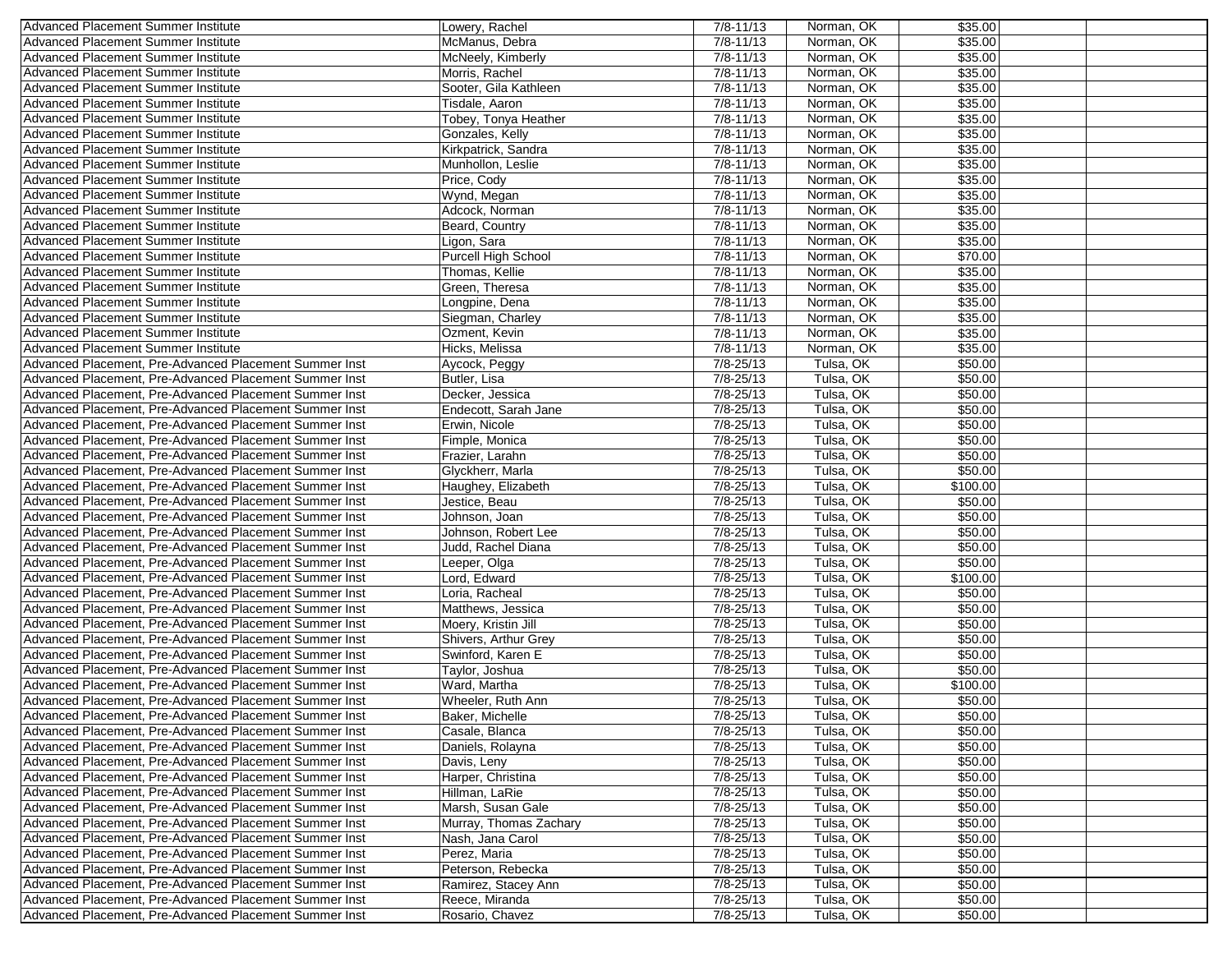| | | | | | | |
|---|---|---|---|---|---|---|
| Advanced Placement Summer Institute | Lowery, Rachel | 7/8-11/13 | Norman, OK | $35.00 | | |
| Advanced Placement Summer Institute | McManus, Debra | 7/8-11/13 | Norman, OK | $35.00 | | |
| Advanced Placement Summer Institute | McNeely, Kimberly | 7/8-11/13 | Norman, OK | $35.00 | | |
| Advanced Placement Summer Institute | Morris, Rachel | 7/8-11/13 | Norman, OK | $35.00 | | |
| Advanced Placement Summer Institute | Sooter, Gila Kathleen | 7/8-11/13 | Norman, OK | $35.00 | | |
| Advanced Placement Summer Institute | Tisdale, Aaron | 7/8-11/13 | Norman, OK | $35.00 | | |
| Advanced Placement Summer Institute | Tobey, Tonya Heather | 7/8-11/13 | Norman, OK | $35.00 | | |
| Advanced Placement Summer Institute | Gonzales, Kelly | 7/8-11/13 | Norman, OK | $35.00 | | |
| Advanced Placement Summer Institute | Kirkpatrick, Sandra | 7/8-11/13 | Norman, OK | $35.00 | | |
| Advanced Placement Summer Institute | Munhollon, Leslie | 7/8-11/13 | Norman, OK | $35.00 | | |
| Advanced Placement Summer Institute | Price, Cody | 7/8-11/13 | Norman, OK | $35.00 | | |
| Advanced Placement Summer Institute | Wynd, Megan | 7/8-11/13 | Norman, OK | $35.00 | | |
| Advanced Placement Summer Institute | Adcock, Norman | 7/8-11/13 | Norman, OK | $35.00 | | |
| Advanced Placement Summer Institute | Beard, Country | 7/8-11/13 | Norman, OK | $35.00 | | |
| Advanced Placement Summer Institute | Ligon, Sara | 7/8-11/13 | Norman, OK | $35.00 | | |
| Advanced Placement Summer Institute | Purcell High School | 7/8-11/13 | Norman, OK | $70.00 | | |
| Advanced Placement Summer Institute | Thomas, Kellie | 7/8-11/13 | Norman, OK | $35.00 | | |
| Advanced Placement Summer Institute | Green, Theresa | 7/8-11/13 | Norman, OK | $35.00 | | |
| Advanced Placement Summer Institute | Longpine, Dena | 7/8-11/13 | Norman, OK | $35.00 | | |
| Advanced Placement Summer Institute | Siegman, Charley | 7/8-11/13 | Norman, OK | $35.00 | | |
| Advanced Placement Summer Institute | Ozment, Kevin | 7/8-11/13 | Norman, OK | $35.00 | | |
| Advanced Placement Summer Institute | Hicks, Melissa | 7/8-11/13 | Norman, OK | $35.00 | | |
| Advanced Placement, Pre-Advanced Placement Summer Inst | Aycock, Peggy | 7/8-25/13 | Tulsa, OK | $50.00 | | |
| Advanced Placement, Pre-Advanced Placement Summer Inst | Butler, Lisa | 7/8-25/13 | Tulsa, OK | $50.00 | | |
| Advanced Placement, Pre-Advanced Placement Summer Inst | Decker, Jessica | 7/8-25/13 | Tulsa, OK | $50.00 | | |
| Advanced Placement, Pre-Advanced Placement Summer Inst | Endecott, Sarah Jane | 7/8-25/13 | Tulsa, OK | $50.00 | | |
| Advanced Placement, Pre-Advanced Placement Summer Inst | Erwin, Nicole | 7/8-25/13 | Tulsa, OK | $50.00 | | |
| Advanced Placement, Pre-Advanced Placement Summer Inst | Fimple, Monica | 7/8-25/13 | Tulsa, OK | $50.00 | | |
| Advanced Placement, Pre-Advanced Placement Summer Inst | Frazier, Larahn | 7/8-25/13 | Tulsa, OK | $50.00 | | |
| Advanced Placement, Pre-Advanced Placement Summer Inst | Glyckherr, Marla | 7/8-25/13 | Tulsa, OK | $50.00 | | |
| Advanced Placement, Pre-Advanced Placement Summer Inst | Haughey, Elizabeth | 7/8-25/13 | Tulsa, OK | $100.00 | | |
| Advanced Placement, Pre-Advanced Placement Summer Inst | Jestice, Beau | 7/8-25/13 | Tulsa, OK | $50.00 | | |
| Advanced Placement, Pre-Advanced Placement Summer Inst | Johnson, Joan | 7/8-25/13 | Tulsa, OK | $50.00 | | |
| Advanced Placement, Pre-Advanced Placement Summer Inst | Johnson, Robert Lee | 7/8-25/13 | Tulsa, OK | $50.00 | | |
| Advanced Placement, Pre-Advanced Placement Summer Inst | Judd, Rachel Diana | 7/8-25/13 | Tulsa, OK | $50.00 | | |
| Advanced Placement, Pre-Advanced Placement Summer Inst | Leeper, Olga | 7/8-25/13 | Tulsa, OK | $50.00 | | |
| Advanced Placement, Pre-Advanced Placement Summer Inst | Lord, Edward | 7/8-25/13 | Tulsa, OK | $100.00 | | |
| Advanced Placement, Pre-Advanced Placement Summer Inst | Loria, Racheal | 7/8-25/13 | Tulsa, OK | $50.00 | | |
| Advanced Placement, Pre-Advanced Placement Summer Inst | Matthews, Jessica | 7/8-25/13 | Tulsa, OK | $50.00 | | |
| Advanced Placement, Pre-Advanced Placement Summer Inst | Moery, Kristin Jill | 7/8-25/13 | Tulsa, OK | $50.00 | | |
| Advanced Placement, Pre-Advanced Placement Summer Inst | Shivers, Arthur Grey | 7/8-25/13 | Tulsa, OK | $50.00 | | |
| Advanced Placement, Pre-Advanced Placement Summer Inst | Swinford, Karen E | 7/8-25/13 | Tulsa, OK | $50.00 | | |
| Advanced Placement, Pre-Advanced Placement Summer Inst | Taylor, Joshua | 7/8-25/13 | Tulsa, OK | $50.00 | | |
| Advanced Placement, Pre-Advanced Placement Summer Inst | Ward, Martha | 7/8-25/13 | Tulsa, OK | $100.00 | | |
| Advanced Placement, Pre-Advanced Placement Summer Inst | Wheeler, Ruth Ann | 7/8-25/13 | Tulsa, OK | $50.00 | | |
| Advanced Placement, Pre-Advanced Placement Summer Inst | Baker, Michelle | 7/8-25/13 | Tulsa, OK | $50.00 | | |
| Advanced Placement, Pre-Advanced Placement Summer Inst | Casale, Blanca | 7/8-25/13 | Tulsa, OK | $50.00 | | |
| Advanced Placement, Pre-Advanced Placement Summer Inst | Daniels, Rolayna | 7/8-25/13 | Tulsa, OK | $50.00 | | |
| Advanced Placement, Pre-Advanced Placement Summer Inst | Davis, Leny | 7/8-25/13 | Tulsa, OK | $50.00 | | |
| Advanced Placement, Pre-Advanced Placement Summer Inst | Harper, Christina | 7/8-25/13 | Tulsa, OK | $50.00 | | |
| Advanced Placement, Pre-Advanced Placement Summer Inst | Hillman, LaRie | 7/8-25/13 | Tulsa, OK | $50.00 | | |
| Advanced Placement, Pre-Advanced Placement Summer Inst | Marsh, Susan Gale | 7/8-25/13 | Tulsa, OK | $50.00 | | |
| Advanced Placement, Pre-Advanced Placement Summer Inst | Murray, Thomas Zachary | 7/8-25/13 | Tulsa, OK | $50.00 | | |
| Advanced Placement, Pre-Advanced Placement Summer Inst | Nash, Jana Carol | 7/8-25/13 | Tulsa, OK | $50.00 | | |
| Advanced Placement, Pre-Advanced Placement Summer Inst | Perez, Maria | 7/8-25/13 | Tulsa, OK | $50.00 | | |
| Advanced Placement, Pre-Advanced Placement Summer Inst | Peterson, Rebecka | 7/8-25/13 | Tulsa, OK | $50.00 | | |
| Advanced Placement, Pre-Advanced Placement Summer Inst | Ramirez, Stacey Ann | 7/8-25/13 | Tulsa, OK | $50.00 | | |
| Advanced Placement, Pre-Advanced Placement Summer Inst | Reece, Miranda | 7/8-25/13 | Tulsa, OK | $50.00 | | |
| Advanced Placement, Pre-Advanced Placement Summer Inst | Rosario, Chavez | 7/8-25/13 | Tulsa, OK | $50.00 | | |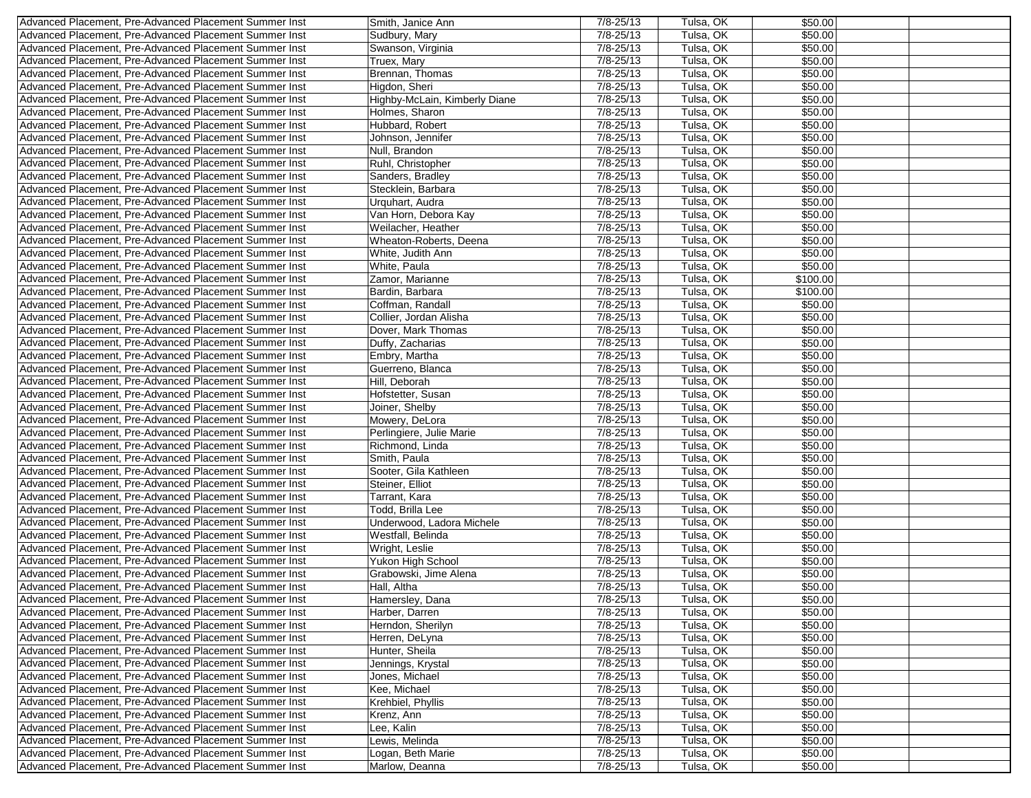| | | | | | | |
|---|---|---|---|---|---|---|
| Advanced Placement, Pre-Advanced Placement Summer Inst | Smith, Janice Ann | 7/8-25/13 | Tulsa, OK | $50.00 | | |
| Advanced Placement, Pre-Advanced Placement Summer Inst | Sudbury, Mary | 7/8-25/13 | Tulsa, OK | $50.00 | | |
| Advanced Placement, Pre-Advanced Placement Summer Inst | Swanson, Virginia | 7/8-25/13 | Tulsa, OK | $50.00 | | |
| Advanced Placement, Pre-Advanced Placement Summer Inst | Truex, Mary | 7/8-25/13 | Tulsa, OK | $50.00 | | |
| Advanced Placement, Pre-Advanced Placement Summer Inst | Brennan, Thomas | 7/8-25/13 | Tulsa, OK | $50.00 | | |
| Advanced Placement, Pre-Advanced Placement Summer Inst | Higdon, Sheri | 7/8-25/13 | Tulsa, OK | $50.00 | | |
| Advanced Placement, Pre-Advanced Placement Summer Inst | Highby-McLain, Kimberly Diane | 7/8-25/13 | Tulsa, OK | $50.00 | | |
| Advanced Placement, Pre-Advanced Placement Summer Inst | Holmes, Sharon | 7/8-25/13 | Tulsa, OK | $50.00 | | |
| Advanced Placement, Pre-Advanced Placement Summer Inst | Hubbard, Robert | 7/8-25/13 | Tulsa, OK | $50.00 | | |
| Advanced Placement, Pre-Advanced Placement Summer Inst | Johnson, Jennifer | 7/8-25/13 | Tulsa, OK | $50.00 | | |
| Advanced Placement, Pre-Advanced Placement Summer Inst | Null, Brandon | 7/8-25/13 | Tulsa, OK | $50.00 | | |
| Advanced Placement, Pre-Advanced Placement Summer Inst | Ruhl, Christopher | 7/8-25/13 | Tulsa, OK | $50.00 | | |
| Advanced Placement, Pre-Advanced Placement Summer Inst | Sanders, Bradley | 7/8-25/13 | Tulsa, OK | $50.00 | | |
| Advanced Placement, Pre-Advanced Placement Summer Inst | Stecklein, Barbara | 7/8-25/13 | Tulsa, OK | $50.00 | | |
| Advanced Placement, Pre-Advanced Placement Summer Inst | Urquhart, Audra | 7/8-25/13 | Tulsa, OK | $50.00 | | |
| Advanced Placement, Pre-Advanced Placement Summer Inst | Van Horn, Debora Kay | 7/8-25/13 | Tulsa, OK | $50.00 | | |
| Advanced Placement, Pre-Advanced Placement Summer Inst | Weilacher, Heather | 7/8-25/13 | Tulsa, OK | $50.00 | | |
| Advanced Placement, Pre-Advanced Placement Summer Inst | Wheaton-Roberts, Deena | 7/8-25/13 | Tulsa, OK | $50.00 | | |
| Advanced Placement, Pre-Advanced Placement Summer Inst | White, Judith Ann | 7/8-25/13 | Tulsa, OK | $50.00 | | |
| Advanced Placement, Pre-Advanced Placement Summer Inst | White, Paula | 7/8-25/13 | Tulsa, OK | $50.00 | | |
| Advanced Placement, Pre-Advanced Placement Summer Inst | Zamor, Marianne | 7/8-25/13 | Tulsa, OK | $100.00 | | |
| Advanced Placement, Pre-Advanced Placement Summer Inst | Bardin, Barbara | 7/8-25/13 | Tulsa, OK | $100.00 | | |
| Advanced Placement, Pre-Advanced Placement Summer Inst | Coffman, Randall | 7/8-25/13 | Tulsa, OK | $50.00 | | |
| Advanced Placement, Pre-Advanced Placement Summer Inst | Collier, Jordan Alisha | 7/8-25/13 | Tulsa, OK | $50.00 | | |
| Advanced Placement, Pre-Advanced Placement Summer Inst | Dover, Mark Thomas | 7/8-25/13 | Tulsa, OK | $50.00 | | |
| Advanced Placement, Pre-Advanced Placement Summer Inst | Duffy, Zacharias | 7/8-25/13 | Tulsa, OK | $50.00 | | |
| Advanced Placement, Pre-Advanced Placement Summer Inst | Embry, Martha | 7/8-25/13 | Tulsa, OK | $50.00 | | |
| Advanced Placement, Pre-Advanced Placement Summer Inst | Guerreno, Blanca | 7/8-25/13 | Tulsa, OK | $50.00 | | |
| Advanced Placement, Pre-Advanced Placement Summer Inst | Hill, Deborah | 7/8-25/13 | Tulsa, OK | $50.00 | | |
| Advanced Placement, Pre-Advanced Placement Summer Inst | Hofstetter, Susan | 7/8-25/13 | Tulsa, OK | $50.00 | | |
| Advanced Placement, Pre-Advanced Placement Summer Inst | Joiner, Shelby | 7/8-25/13 | Tulsa, OK | $50.00 | | |
| Advanced Placement, Pre-Advanced Placement Summer Inst | Mowery, DeLora | 7/8-25/13 | Tulsa, OK | $50.00 | | |
| Advanced Placement, Pre-Advanced Placement Summer Inst | Perlingiere, Julie Marie | 7/8-25/13 | Tulsa, OK | $50.00 | | |
| Advanced Placement, Pre-Advanced Placement Summer Inst | Richmond, Linda | 7/8-25/13 | Tulsa, OK | $50.00 | | |
| Advanced Placement, Pre-Advanced Placement Summer Inst | Smith, Paula | 7/8-25/13 | Tulsa, OK | $50.00 | | |
| Advanced Placement, Pre-Advanced Placement Summer Inst | Sooter, Gila Kathleen | 7/8-25/13 | Tulsa, OK | $50.00 | | |
| Advanced Placement, Pre-Advanced Placement Summer Inst | Steiner, Elliot | 7/8-25/13 | Tulsa, OK | $50.00 | | |
| Advanced Placement, Pre-Advanced Placement Summer Inst | Tarrant, Kara | 7/8-25/13 | Tulsa, OK | $50.00 | | |
| Advanced Placement, Pre-Advanced Placement Summer Inst | Todd, Brilla Lee | 7/8-25/13 | Tulsa, OK | $50.00 | | |
| Advanced Placement, Pre-Advanced Placement Summer Inst | Underwood, Ladora Michele | 7/8-25/13 | Tulsa, OK | $50.00 | | |
| Advanced Placement, Pre-Advanced Placement Summer Inst | Westfall, Belinda | 7/8-25/13 | Tulsa, OK | $50.00 | | |
| Advanced Placement, Pre-Advanced Placement Summer Inst | Wright, Leslie | 7/8-25/13 | Tulsa, OK | $50.00 | | |
| Advanced Placement, Pre-Advanced Placement Summer Inst | Yukon High School | 7/8-25/13 | Tulsa, OK | $50.00 | | |
| Advanced Placement, Pre-Advanced Placement Summer Inst | Grabowski, Jime Alena | 7/8-25/13 | Tulsa, OK | $50.00 | | |
| Advanced Placement, Pre-Advanced Placement Summer Inst | Hall, Altha | 7/8-25/13 | Tulsa, OK | $50.00 | | |
| Advanced Placement, Pre-Advanced Placement Summer Inst | Hamersley, Dana | 7/8-25/13 | Tulsa, OK | $50.00 | | |
| Advanced Placement, Pre-Advanced Placement Summer Inst | Harber, Darren | 7/8-25/13 | Tulsa, OK | $50.00 | | |
| Advanced Placement, Pre-Advanced Placement Summer Inst | Herndon, Sherilyn | 7/8-25/13 | Tulsa, OK | $50.00 | | |
| Advanced Placement, Pre-Advanced Placement Summer Inst | Herren, DeLyna | 7/8-25/13 | Tulsa, OK | $50.00 | | |
| Advanced Placement, Pre-Advanced Placement Summer Inst | Hunter, Sheila | 7/8-25/13 | Tulsa, OK | $50.00 | | |
| Advanced Placement, Pre-Advanced Placement Summer Inst | Jennings, Krystal | 7/8-25/13 | Tulsa, OK | $50.00 | | |
| Advanced Placement, Pre-Advanced Placement Summer Inst | Jones, Michael | 7/8-25/13 | Tulsa, OK | $50.00 | | |
| Advanced Placement, Pre-Advanced Placement Summer Inst | Kee, Michael | 7/8-25/13 | Tulsa, OK | $50.00 | | |
| Advanced Placement, Pre-Advanced Placement Summer Inst | Krehbiel, Phyllis | 7/8-25/13 | Tulsa, OK | $50.00 | | |
| Advanced Placement, Pre-Advanced Placement Summer Inst | Krenz, Ann | 7/8-25/13 | Tulsa, OK | $50.00 | | |
| Advanced Placement, Pre-Advanced Placement Summer Inst | Lee, Kalin | 7/8-25/13 | Tulsa, OK | $50.00 | | |
| Advanced Placement, Pre-Advanced Placement Summer Inst | Lewis, Melinda | 7/8-25/13 | Tulsa, OK | $50.00 | | |
| Advanced Placement, Pre-Advanced Placement Summer Inst | Logan, Beth Marie | 7/8-25/13 | Tulsa, OK | $50.00 | | |
| Advanced Placement, Pre-Advanced Placement Summer Inst | Marlow, Deanna | 7/8-25/13 | Tulsa, OK | $50.00 | | |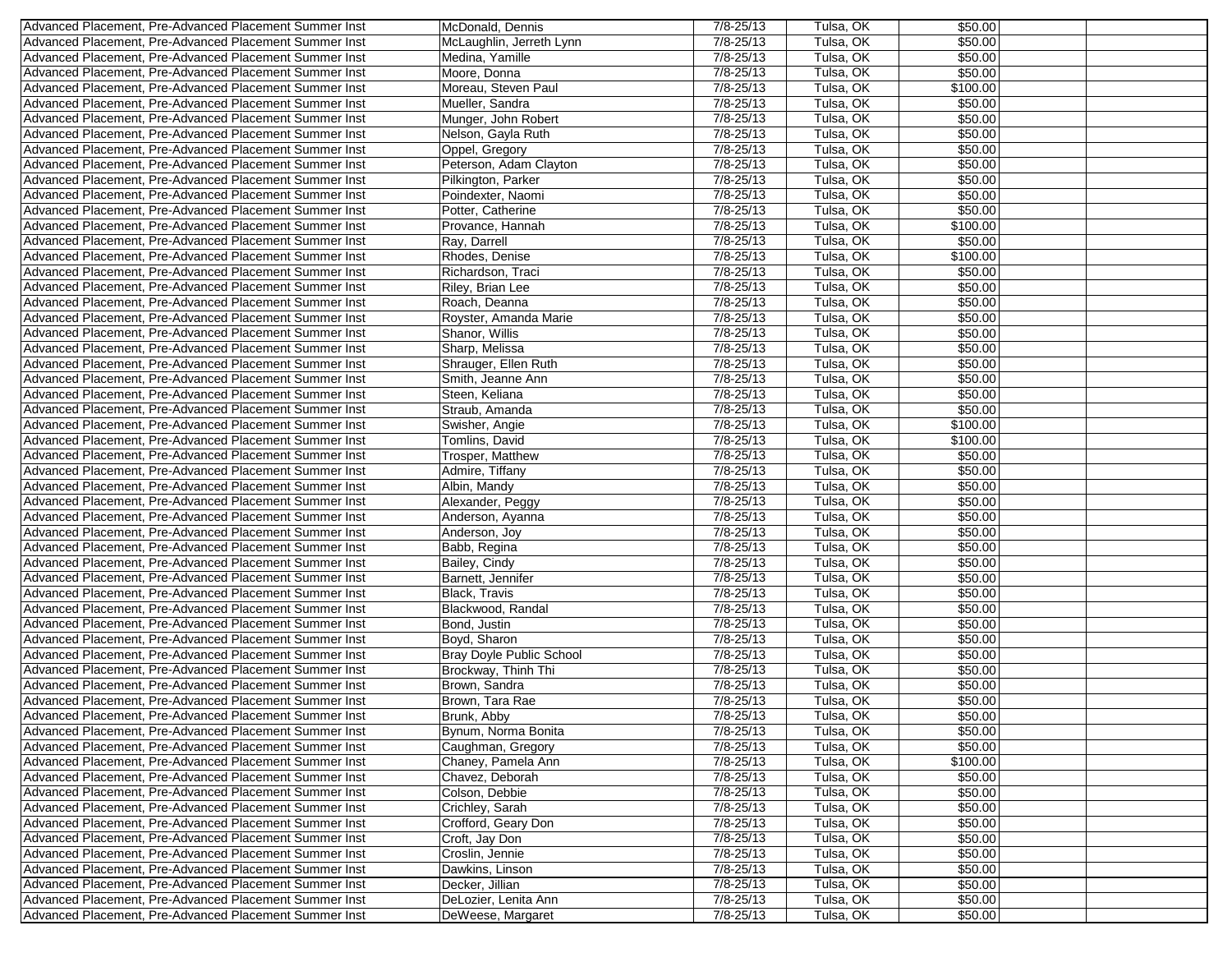| | | | | | | |
|---|---|---|---|---|---|---|
| Advanced Placement, Pre-Advanced Placement Summer Inst | McDonald, Dennis | 7/8-25/13 | Tulsa, OK | $50.00 | | |
| Advanced Placement, Pre-Advanced Placement Summer Inst | McLaughlin, Jerreth Lynn | 7/8-25/13 | Tulsa, OK | $50.00 | | |
| Advanced Placement, Pre-Advanced Placement Summer Inst | Medina, Yamille | 7/8-25/13 | Tulsa, OK | $50.00 | | |
| Advanced Placement, Pre-Advanced Placement Summer Inst | Moore, Donna | 7/8-25/13 | Tulsa, OK | $50.00 | | |
| Advanced Placement, Pre-Advanced Placement Summer Inst | Moreau, Steven Paul | 7/8-25/13 | Tulsa, OK | $100.00 | | |
| Advanced Placement, Pre-Advanced Placement Summer Inst | Mueller, Sandra | 7/8-25/13 | Tulsa, OK | $50.00 | | |
| Advanced Placement, Pre-Advanced Placement Summer Inst | Munger, John Robert | 7/8-25/13 | Tulsa, OK | $50.00 | | |
| Advanced Placement, Pre-Advanced Placement Summer Inst | Nelson, Gayla Ruth | 7/8-25/13 | Tulsa, OK | $50.00 | | |
| Advanced Placement, Pre-Advanced Placement Summer Inst | Oppel, Gregory | 7/8-25/13 | Tulsa, OK | $50.00 | | |
| Advanced Placement, Pre-Advanced Placement Summer Inst | Peterson, Adam Clayton | 7/8-25/13 | Tulsa, OK | $50.00 | | |
| Advanced Placement, Pre-Advanced Placement Summer Inst | Pilkington, Parker | 7/8-25/13 | Tulsa, OK | $50.00 | | |
| Advanced Placement, Pre-Advanced Placement Summer Inst | Poindexter, Naomi | 7/8-25/13 | Tulsa, OK | $50.00 | | |
| Advanced Placement, Pre-Advanced Placement Summer Inst | Potter, Catherine | 7/8-25/13 | Tulsa, OK | $50.00 | | |
| Advanced Placement, Pre-Advanced Placement Summer Inst | Provance, Hannah | 7/8-25/13 | Tulsa, OK | $100.00 | | |
| Advanced Placement, Pre-Advanced Placement Summer Inst | Ray, Darrell | 7/8-25/13 | Tulsa, OK | $50.00 | | |
| Advanced Placement, Pre-Advanced Placement Summer Inst | Rhodes, Denise | 7/8-25/13 | Tulsa, OK | $100.00 | | |
| Advanced Placement, Pre-Advanced Placement Summer Inst | Richardson, Traci | 7/8-25/13 | Tulsa, OK | $50.00 | | |
| Advanced Placement, Pre-Advanced Placement Summer Inst | Riley, Brian Lee | 7/8-25/13 | Tulsa, OK | $50.00 | | |
| Advanced Placement, Pre-Advanced Placement Summer Inst | Roach, Deanna | 7/8-25/13 | Tulsa, OK | $50.00 | | |
| Advanced Placement, Pre-Advanced Placement Summer Inst | Royster, Amanda Marie | 7/8-25/13 | Tulsa, OK | $50.00 | | |
| Advanced Placement, Pre-Advanced Placement Summer Inst | Shanor, Willis | 7/8-25/13 | Tulsa, OK | $50.00 | | |
| Advanced Placement, Pre-Advanced Placement Summer Inst | Sharp, Melissa | 7/8-25/13 | Tulsa, OK | $50.00 | | |
| Advanced Placement, Pre-Advanced Placement Summer Inst | Shrauger, Ellen Ruth | 7/8-25/13 | Tulsa, OK | $50.00 | | |
| Advanced Placement, Pre-Advanced Placement Summer Inst | Smith, Jeanne Ann | 7/8-25/13 | Tulsa, OK | $50.00 | | |
| Advanced Placement, Pre-Advanced Placement Summer Inst | Steen, Keliana | 7/8-25/13 | Tulsa, OK | $50.00 | | |
| Advanced Placement, Pre-Advanced Placement Summer Inst | Straub, Amanda | 7/8-25/13 | Tulsa, OK | $50.00 | | |
| Advanced Placement, Pre-Advanced Placement Summer Inst | Swisher, Angie | 7/8-25/13 | Tulsa, OK | $100.00 | | |
| Advanced Placement, Pre-Advanced Placement Summer Inst | Tomlins, David | 7/8-25/13 | Tulsa, OK | $100.00 | | |
| Advanced Placement, Pre-Advanced Placement Summer Inst | Trosper, Matthew | 7/8-25/13 | Tulsa, OK | $50.00 | | |
| Advanced Placement, Pre-Advanced Placement Summer Inst | Admire, Tiffany | 7/8-25/13 | Tulsa, OK | $50.00 | | |
| Advanced Placement, Pre-Advanced Placement Summer Inst | Albin, Mandy | 7/8-25/13 | Tulsa, OK | $50.00 | | |
| Advanced Placement, Pre-Advanced Placement Summer Inst | Alexander, Peggy | 7/8-25/13 | Tulsa, OK | $50.00 | | |
| Advanced Placement, Pre-Advanced Placement Summer Inst | Anderson, Ayanna | 7/8-25/13 | Tulsa, OK | $50.00 | | |
| Advanced Placement, Pre-Advanced Placement Summer Inst | Anderson, Joy | 7/8-25/13 | Tulsa, OK | $50.00 | | |
| Advanced Placement, Pre-Advanced Placement Summer Inst | Babb, Regina | 7/8-25/13 | Tulsa, OK | $50.00 | | |
| Advanced Placement, Pre-Advanced Placement Summer Inst | Bailey, Cindy | 7/8-25/13 | Tulsa, OK | $50.00 | | |
| Advanced Placement, Pre-Advanced Placement Summer Inst | Barnett, Jennifer | 7/8-25/13 | Tulsa, OK | $50.00 | | |
| Advanced Placement, Pre-Advanced Placement Summer Inst | Black, Travis | 7/8-25/13 | Tulsa, OK | $50.00 | | |
| Advanced Placement, Pre-Advanced Placement Summer Inst | Blackwood, Randal | 7/8-25/13 | Tulsa, OK | $50.00 | | |
| Advanced Placement, Pre-Advanced Placement Summer Inst | Bond, Justin | 7/8-25/13 | Tulsa, OK | $50.00 | | |
| Advanced Placement, Pre-Advanced Placement Summer Inst | Boyd, Sharon | 7/8-25/13 | Tulsa, OK | $50.00 | | |
| Advanced Placement, Pre-Advanced Placement Summer Inst | Bray Doyle Public School | 7/8-25/13 | Tulsa, OK | $50.00 | | |
| Advanced Placement, Pre-Advanced Placement Summer Inst | Brockway, Thinh Thi | 7/8-25/13 | Tulsa, OK | $50.00 | | |
| Advanced Placement, Pre-Advanced Placement Summer Inst | Brown, Sandra | 7/8-25/13 | Tulsa, OK | $50.00 | | |
| Advanced Placement, Pre-Advanced Placement Summer Inst | Brown, Tara Rae | 7/8-25/13 | Tulsa, OK | $50.00 | | |
| Advanced Placement, Pre-Advanced Placement Summer Inst | Brunk, Abby | 7/8-25/13 | Tulsa, OK | $50.00 | | |
| Advanced Placement, Pre-Advanced Placement Summer Inst | Bynum, Norma Bonita | 7/8-25/13 | Tulsa, OK | $50.00 | | |
| Advanced Placement, Pre-Advanced Placement Summer Inst | Caughman, Gregory | 7/8-25/13 | Tulsa, OK | $50.00 | | |
| Advanced Placement, Pre-Advanced Placement Summer Inst | Chaney, Pamela Ann | 7/8-25/13 | Tulsa, OK | $100.00 | | |
| Advanced Placement, Pre-Advanced Placement Summer Inst | Chavez, Deborah | 7/8-25/13 | Tulsa, OK | $50.00 | | |
| Advanced Placement, Pre-Advanced Placement Summer Inst | Colson, Debbie | 7/8-25/13 | Tulsa, OK | $50.00 | | |
| Advanced Placement, Pre-Advanced Placement Summer Inst | Crichley, Sarah | 7/8-25/13 | Tulsa, OK | $50.00 | | |
| Advanced Placement, Pre-Advanced Placement Summer Inst | Crofford, Geary Don | 7/8-25/13 | Tulsa, OK | $50.00 | | |
| Advanced Placement, Pre-Advanced Placement Summer Inst | Croft, Jay Don | 7/8-25/13 | Tulsa, OK | $50.00 | | |
| Advanced Placement, Pre-Advanced Placement Summer Inst | Croslin, Jennie | 7/8-25/13 | Tulsa, OK | $50.00 | | |
| Advanced Placement, Pre-Advanced Placement Summer Inst | Dawkins, Linson | 7/8-25/13 | Tulsa, OK | $50.00 | | |
| Advanced Placement, Pre-Advanced Placement Summer Inst | Decker, Jillian | 7/8-25/13 | Tulsa, OK | $50.00 | | |
| Advanced Placement, Pre-Advanced Placement Summer Inst | DeLozier, Lenita Ann | 7/8-25/13 | Tulsa, OK | $50.00 | | |
| Advanced Placement, Pre-Advanced Placement Summer Inst | DeWeese, Margaret | 7/8-25/13 | Tulsa, OK | $50.00 | | |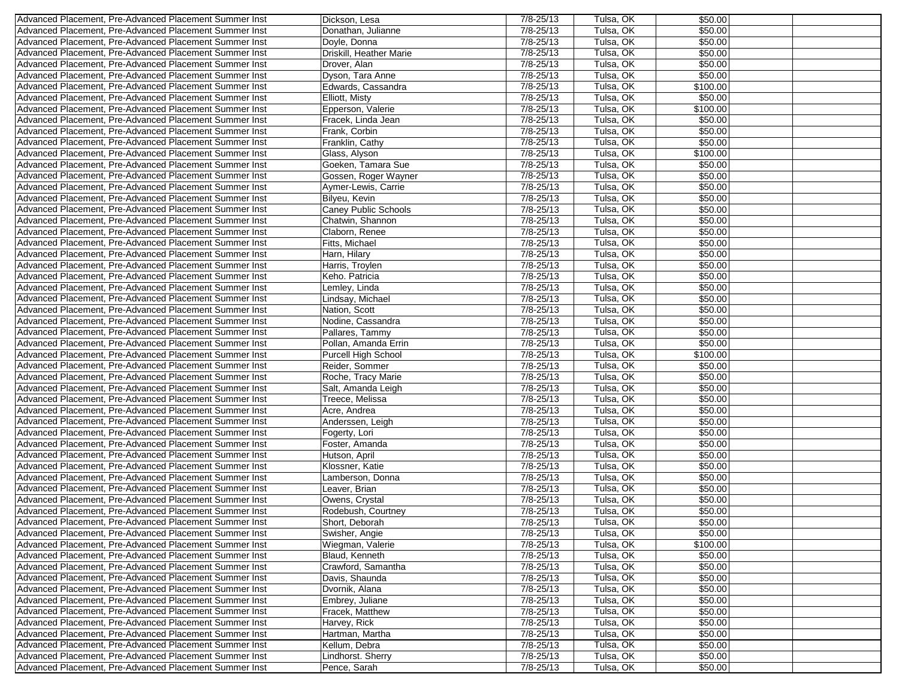| | | | | | | |
|---|---|---|---|---|---|---|
| Advanced Placement, Pre-Advanced Placement Summer Inst | Dickson, Lesa | 7/8-25/13 | Tulsa, OK | $50.00 | | |
| Advanced Placement, Pre-Advanced Placement Summer Inst | Donathan, Julianne | 7/8-25/13 | Tulsa, OK | $50.00 | | |
| Advanced Placement, Pre-Advanced Placement Summer Inst | Doyle, Donna | 7/8-25/13 | Tulsa, OK | $50.00 | | |
| Advanced Placement, Pre-Advanced Placement Summer Inst | Driskill, Heather Marie | 7/8-25/13 | Tulsa, OK | $50.00 | | |
| Advanced Placement, Pre-Advanced Placement Summer Inst | Drover, Alan | 7/8-25/13 | Tulsa, OK | $50.00 | | |
| Advanced Placement, Pre-Advanced Placement Summer Inst | Dyson, Tara Anne | 7/8-25/13 | Tulsa, OK | $50.00 | | |
| Advanced Placement, Pre-Advanced Placement Summer Inst | Edwards, Cassandra | 7/8-25/13 | Tulsa, OK | $100.00 | | |
| Advanced Placement, Pre-Advanced Placement Summer Inst | Elliott, Misty | 7/8-25/13 | Tulsa, OK | $50.00 | | |
| Advanced Placement, Pre-Advanced Placement Summer Inst | Epperson, Valerie | 7/8-25/13 | Tulsa, OK | $100.00 | | |
| Advanced Placement, Pre-Advanced Placement Summer Inst | Fracek, Linda Jean | 7/8-25/13 | Tulsa, OK | $50.00 | | |
| Advanced Placement, Pre-Advanced Placement Summer Inst | Frank, Corbin | 7/8-25/13 | Tulsa, OK | $50.00 | | |
| Advanced Placement, Pre-Advanced Placement Summer Inst | Franklin, Cathy | 7/8-25/13 | Tulsa, OK | $50.00 | | |
| Advanced Placement, Pre-Advanced Placement Summer Inst | Glass, Alyson | 7/8-25/13 | Tulsa, OK | $100.00 | | |
| Advanced Placement, Pre-Advanced Placement Summer Inst | Goeken, Tamara Sue | 7/8-25/13 | Tulsa, OK | $50.00 | | |
| Advanced Placement, Pre-Advanced Placement Summer Inst | Gossen, Roger Wayner | 7/8-25/13 | Tulsa, OK | $50.00 | | |
| Advanced Placement, Pre-Advanced Placement Summer Inst | Aymer-Lewis, Carrie | 7/8-25/13 | Tulsa, OK | $50.00 | | |
| Advanced Placement, Pre-Advanced Placement Summer Inst | Bilyeu, Kevin | 7/8-25/13 | Tulsa, OK | $50.00 | | |
| Advanced Placement, Pre-Advanced Placement Summer Inst | Caney Public Schools | 7/8-25/13 | Tulsa, OK | $50.00 | | |
| Advanced Placement, Pre-Advanced Placement Summer Inst | Chatwin, Shannon | 7/8-25/13 | Tulsa, OK | $50.00 | | |
| Advanced Placement, Pre-Advanced Placement Summer Inst | Claborn, Renee | 7/8-25/13 | Tulsa, OK | $50.00 | | |
| Advanced Placement, Pre-Advanced Placement Summer Inst | Fitts, Michael | 7/8-25/13 | Tulsa, OK | $50.00 | | |
| Advanced Placement, Pre-Advanced Placement Summer Inst | Harn, Hilary | 7/8-25/13 | Tulsa, OK | $50.00 | | |
| Advanced Placement, Pre-Advanced Placement Summer Inst | Harris, Troylen | 7/8-25/13 | Tulsa, OK | $50.00 | | |
| Advanced Placement, Pre-Advanced Placement Summer Inst | Keho. Patricia | 7/8-25/13 | Tulsa, OK | $50.00 | | |
| Advanced Placement, Pre-Advanced Placement Summer Inst | Lemley, Linda | 7/8-25/13 | Tulsa, OK | $50.00 | | |
| Advanced Placement, Pre-Advanced Placement Summer Inst | Lindsay, Michael | 7/8-25/13 | Tulsa, OK | $50.00 | | |
| Advanced Placement, Pre-Advanced Placement Summer Inst | Nation, Scott | 7/8-25/13 | Tulsa, OK | $50.00 | | |
| Advanced Placement, Pre-Advanced Placement Summer Inst | Nodine, Cassandra | 7/8-25/13 | Tulsa, OK | $50.00 | | |
| Advanced Placement, Pre-Advanced Placement Summer Inst | Pallares, Tammy | 7/8-25/13 | Tulsa, OK | $50.00 | | |
| Advanced Placement, Pre-Advanced Placement Summer Inst | Pollan, Amanda Errin | 7/8-25/13 | Tulsa, OK | $50.00 | | |
| Advanced Placement, Pre-Advanced Placement Summer Inst | Purcell High School | 7/8-25/13 | Tulsa, OK | $100.00 | | |
| Advanced Placement, Pre-Advanced Placement Summer Inst | Reider, Sommer | 7/8-25/13 | Tulsa, OK | $50.00 | | |
| Advanced Placement, Pre-Advanced Placement Summer Inst | Roche, Tracy Marie | 7/8-25/13 | Tulsa, OK | $50.00 | | |
| Advanced Placement, Pre-Advanced Placement Summer Inst | Salt, Amanda Leigh | 7/8-25/13 | Tulsa, OK | $50.00 | | |
| Advanced Placement, Pre-Advanced Placement Summer Inst | Treece, Melissa | 7/8-25/13 | Tulsa, OK | $50.00 | | |
| Advanced Placement, Pre-Advanced Placement Summer Inst | Acre, Andrea | 7/8-25/13 | Tulsa, OK | $50.00 | | |
| Advanced Placement, Pre-Advanced Placement Summer Inst | Anderssen, Leigh | 7/8-25/13 | Tulsa, OK | $50.00 | | |
| Advanced Placement, Pre-Advanced Placement Summer Inst | Fogerty, Lori | 7/8-25/13 | Tulsa, OK | $50.00 | | |
| Advanced Placement, Pre-Advanced Placement Summer Inst | Foster, Amanda | 7/8-25/13 | Tulsa, OK | $50.00 | | |
| Advanced Placement, Pre-Advanced Placement Summer Inst | Hutson, April | 7/8-25/13 | Tulsa, OK | $50.00 | | |
| Advanced Placement, Pre-Advanced Placement Summer Inst | Klossner, Katie | 7/8-25/13 | Tulsa, OK | $50.00 | | |
| Advanced Placement, Pre-Advanced Placement Summer Inst | Lamberson, Donna | 7/8-25/13 | Tulsa, OK | $50.00 | | |
| Advanced Placement, Pre-Advanced Placement Summer Inst | Leaver, Brian | 7/8-25/13 | Tulsa, OK | $50.00 | | |
| Advanced Placement, Pre-Advanced Placement Summer Inst | Owens, Crystal | 7/8-25/13 | Tulsa, OK | $50.00 | | |
| Advanced Placement, Pre-Advanced Placement Summer Inst | Rodebush, Courtney | 7/8-25/13 | Tulsa, OK | $50.00 | | |
| Advanced Placement, Pre-Advanced Placement Summer Inst | Short, Deborah | 7/8-25/13 | Tulsa, OK | $50.00 | | |
| Advanced Placement, Pre-Advanced Placement Summer Inst | Swisher, Angie | 7/8-25/13 | Tulsa, OK | $50.00 | | |
| Advanced Placement, Pre-Advanced Placement Summer Inst | Wiegman, Valerie | 7/8-25/13 | Tulsa, OK | $100.00 | | |
| Advanced Placement, Pre-Advanced Placement Summer Inst | Blaud, Kenneth | 7/8-25/13 | Tulsa, OK | $50.00 | | |
| Advanced Placement, Pre-Advanced Placement Summer Inst | Crawford, Samantha | 7/8-25/13 | Tulsa, OK | $50.00 | | |
| Advanced Placement, Pre-Advanced Placement Summer Inst | Davis, Shaunda | 7/8-25/13 | Tulsa, OK | $50.00 | | |
| Advanced Placement, Pre-Advanced Placement Summer Inst | Dvornik, Alana | 7/8-25/13 | Tulsa, OK | $50.00 | | |
| Advanced Placement, Pre-Advanced Placement Summer Inst | Embrey, Juliane | 7/8-25/13 | Tulsa, OK | $50.00 | | |
| Advanced Placement, Pre-Advanced Placement Summer Inst | Fracek, Matthew | 7/8-25/13 | Tulsa, OK | $50.00 | | |
| Advanced Placement, Pre-Advanced Placement Summer Inst | Harvey, Rick | 7/8-25/13 | Tulsa, OK | $50.00 | | |
| Advanced Placement, Pre-Advanced Placement Summer Inst | Hartman, Martha | 7/8-25/13 | Tulsa, OK | $50.00 | | |
| Advanced Placement, Pre-Advanced Placement Summer Inst | Kellum, Debra | 7/8-25/13 | Tulsa, OK | $50.00 | | |
| Advanced Placement, Pre-Advanced Placement Summer Inst | Lindhorst. Sherry | 7/8-25/13 | Tulsa, OK | $50.00 | | |
| Advanced Placement, Pre-Advanced Placement Summer Inst | Pence, Sarah | 7/8-25/13 | Tulsa, OK | $50.00 | | |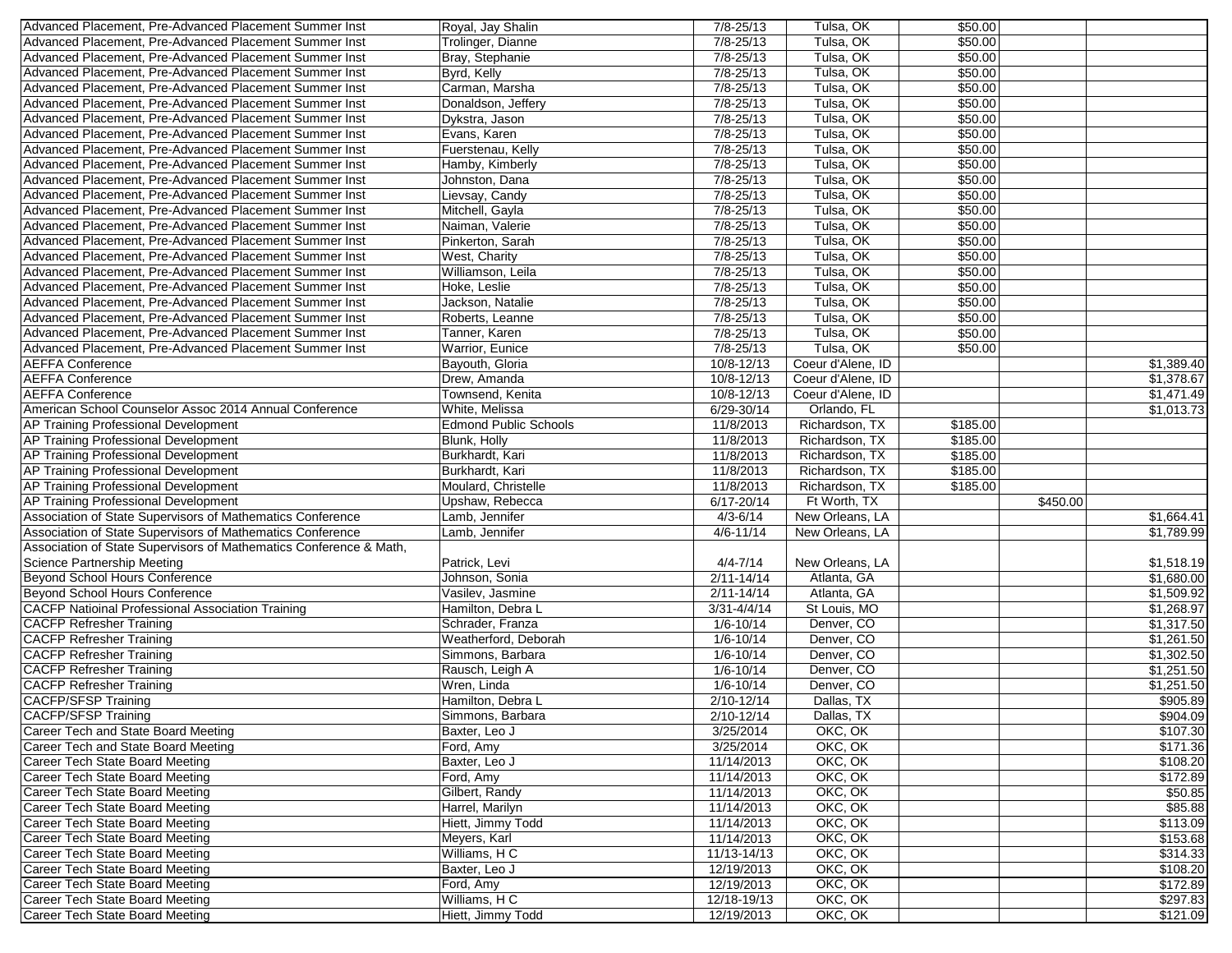| | | | | | | |
|---|---|---|---|---|---|---|
| Advanced Placement, Pre-Advanced Placement Summer Inst | Royal, Jay Shalin | 7/8-25/13 | Tulsa, OK | $50.00 | | |
| Advanced Placement, Pre-Advanced Placement Summer Inst | Trolinger, Dianne | 7/8-25/13 | Tulsa, OK | $50.00 | | |
| Advanced Placement, Pre-Advanced Placement Summer Inst | Bray, Stephanie | 7/8-25/13 | Tulsa, OK | $50.00 | | |
| Advanced Placement, Pre-Advanced Placement Summer Inst | Byrd, Kelly | 7/8-25/13 | Tulsa, OK | $50.00 | | |
| Advanced Placement, Pre-Advanced Placement Summer Inst | Carman, Marsha | 7/8-25/13 | Tulsa, OK | $50.00 | | |
| Advanced Placement, Pre-Advanced Placement Summer Inst | Donaldson, Jeffery | 7/8-25/13 | Tulsa, OK | $50.00 | | |
| Advanced Placement, Pre-Advanced Placement Summer Inst | Dykstra, Jason | 7/8-25/13 | Tulsa, OK | $50.00 | | |
| Advanced Placement, Pre-Advanced Placement Summer Inst | Evans, Karen | 7/8-25/13 | Tulsa, OK | $50.00 | | |
| Advanced Placement, Pre-Advanced Placement Summer Inst | Fuerstenau, Kelly | 7/8-25/13 | Tulsa, OK | $50.00 | | |
| Advanced Placement, Pre-Advanced Placement Summer Inst | Hamby, Kimberly | 7/8-25/13 | Tulsa, OK | $50.00 | | |
| Advanced Placement, Pre-Advanced Placement Summer Inst | Johnston, Dana | 7/8-25/13 | Tulsa, OK | $50.00 | | |
| Advanced Placement, Pre-Advanced Placement Summer Inst | Lievsay, Candy | 7/8-25/13 | Tulsa, OK | $50.00 | | |
| Advanced Placement, Pre-Advanced Placement Summer Inst | Mitchell, Gayla | 7/8-25/13 | Tulsa, OK | $50.00 | | |
| Advanced Placement, Pre-Advanced Placement Summer Inst | Naiman, Valerie | 7/8-25/13 | Tulsa, OK | $50.00 | | |
| Advanced Placement, Pre-Advanced Placement Summer Inst | Pinkerton, Sarah | 7/8-25/13 | Tulsa, OK | $50.00 | | |
| Advanced Placement, Pre-Advanced Placement Summer Inst | West, Charity | 7/8-25/13 | Tulsa, OK | $50.00 | | |
| Advanced Placement, Pre-Advanced Placement Summer Inst | Williamson, Leila | 7/8-25/13 | Tulsa, OK | $50.00 | | |
| Advanced Placement, Pre-Advanced Placement Summer Inst | Hoke, Leslie | 7/8-25/13 | Tulsa, OK | $50.00 | | |
| Advanced Placement, Pre-Advanced Placement Summer Inst | Jackson, Natalie | 7/8-25/13 | Tulsa, OK | $50.00 | | |
| Advanced Placement, Pre-Advanced Placement Summer Inst | Roberts, Leanne | 7/8-25/13 | Tulsa, OK | $50.00 | | |
| Advanced Placement, Pre-Advanced Placement Summer Inst | Tanner, Karen | 7/8-25/13 | Tulsa, OK | $50.00 | | |
| Advanced Placement, Pre-Advanced Placement Summer Inst | Warrior, Eunice | 7/8-25/13 | Tulsa, OK | $50.00 | | |
| AEFFA Conference | Bayouth, Gloria | 10/8-12/13 | Coeur d'Alene, ID | | | $1,389.40 |
| AEFFA Conference | Drew, Amanda | 10/8-12/13 | Coeur d'Alene, ID | | | $1,378.67 |
| AEFFA Conference | Townsend, Kenita | 10/8-12/13 | Coeur d'Alene, ID | | | $1,471.49 |
| American School Counselor Assoc 2014 Annual Conference | White, Melissa | 6/29-30/14 | Orlando, FL | | | $1,013.73 |
| AP Training Professional Development | Edmond Public Schools | 11/8/2013 | Richardson, TX | $185.00 | | |
| AP Training Professional Development | Blunk, Holly | 11/8/2013 | Richardson, TX | $185.00 | | |
| AP Training Professional Development | Burkhardt, Kari | 11/8/2013 | Richardson, TX | $185.00 | | |
| AP Training Professional Development | Burkhardt, Kari | 11/8/2013 | Richardson, TX | $185.00 | | |
| AP Training Professional Development | Moulard, Christelle | 11/8/2013 | Richardson, TX | $185.00 | | |
| AP Training Professional Development | Upshaw, Rebecca | 6/17-20/14 | Ft Worth, TX | | $450.00 | |
| Association of State Supervisors of Mathematics Conference | Lamb, Jennifer | 4/3-6/14 | New Orleans, LA | | | $1,664.41 |
| Association of State Supervisors of Mathematics Conference | Lamb, Jennifer | 4/6-11/14 | New Orleans, LA | | | $1,789.99 |
| Association of State Supervisors of Mathematics Conference & Math, Science Partnership Meeting | Patrick, Levi | 4/4-7/14 | New Orleans, LA | | | $1,518.19 |
| Beyond School Hours Conference | Johnson, Sonia | 2/11-14/14 | Atlanta, GA | | | $1,680.00 |
| Beyond School Hours Conference | Vasilev, Jasmine | 2/11-14/14 | Atlanta, GA | | | $1,509.92 |
| CACFP Natioinal Professional Association Training | Hamilton, Debra L | 3/31-4/4/14 | St Louis, MO | | | $1,268.97 |
| CACFP Refresher Training | Schrader, Franza | 1/6-10/14 | Denver, CO | | | $1,317.50 |
| CACFP Refresher Training | Weatherford, Deborah | 1/6-10/14 | Denver, CO | | | $1,261.50 |
| CACFP Refresher Training | Simmons, Barbara | 1/6-10/14 | Denver, CO | | | $1,302.50 |
| CACFP Refresher Training | Rausch, Leigh A | 1/6-10/14 | Denver, CO | | | $1,251.50 |
| CACFP Refresher Training | Wren, Linda | 1/6-10/14 | Denver, CO | | | $1,251.50 |
| CACFP/SFSP Training | Hamilton, Debra L | 2/10-12/14 | Dallas, TX | | | $905.89 |
| CACFP/SFSP Training | Simmons, Barbara | 2/10-12/14 | Dallas, TX | | | $904.09 |
| Career Tech and State Board Meeting | Baxter, Leo J | 3/25/2014 | OKC, OK | | | $107.30 |
| Career Tech and State Board Meeting | Ford, Amy | 3/25/2014 | OKC, OK | | | $171.36 |
| Career Tech State Board Meeting | Baxter, Leo J | 11/14/2013 | OKC, OK | | | $108.20 |
| Career Tech State Board Meeting | Ford, Amy | 11/14/2013 | OKC, OK | | | $172.89 |
| Career Tech State Board Meeting | Gilbert, Randy | 11/14/2013 | OKC, OK | | | $50.85 |
| Career Tech State Board Meeting | Harrel, Marilyn | 11/14/2013 | OKC, OK | | | $85.88 |
| Career Tech State Board Meeting | Hiett, Jimmy Todd | 11/14/2013 | OKC, OK | | | $113.09 |
| Career Tech State Board Meeting | Meyers, Karl | 11/14/2013 | OKC, OK | | | $153.68 |
| Career Tech State Board Meeting | Williams, H C | 11/13-14/13 | OKC, OK | | | $314.33 |
| Career Tech State Board Meeting | Baxter, Leo J | 12/19/2013 | OKC, OK | | | $108.20 |
| Career Tech State Board Meeting | Ford, Amy | 12/19/2013 | OKC, OK | | | $172.89 |
| Career Tech State Board Meeting | Williams, H C | 12/18-19/13 | OKC, OK | | | $297.83 |
| Career Tech State Board Meeting | Hiett, Jimmy Todd | 12/19/2013 | OKC, OK | | | $121.09 |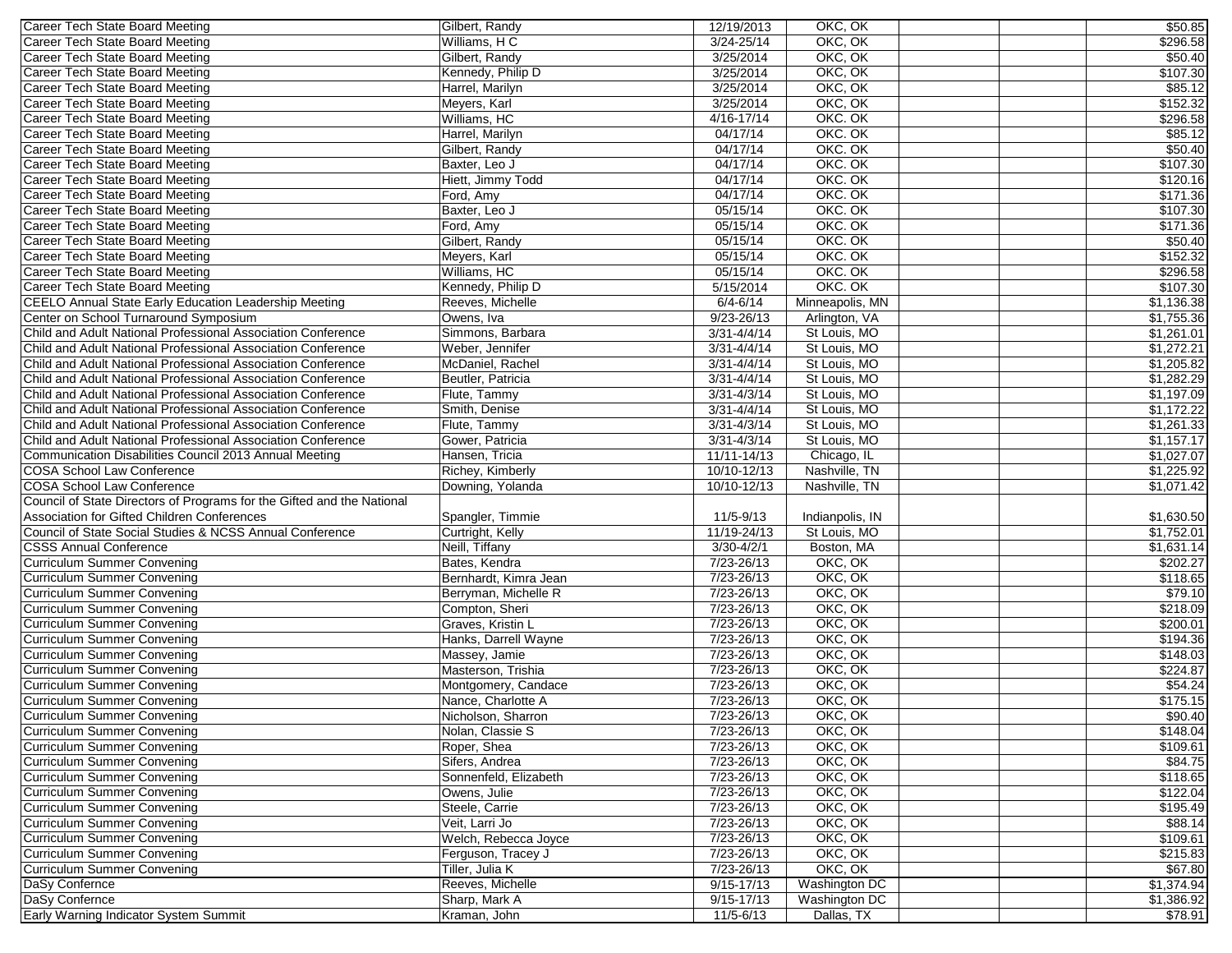| | | | | | | |
|---|---|---|---|---|---|---|
| Career Tech State Board Meeting | Gilbert, Randy | 12/19/2013 | OKC, OK | | | $50.85 |
| Career Tech State Board Meeting | Williams, H C | 3/24-25/14 | OKC, OK | | | $296.58 |
| Career Tech State Board Meeting | Gilbert, Randy | 3/25/2014 | OKC, OK | | | $50.40 |
| Career Tech State Board Meeting | Kennedy, Philip D | 3/25/2014 | OKC, OK | | | $107.30 |
| Career Tech State Board Meeting | Harrel, Marilyn | 3/25/2014 | OKC, OK | | | $85.12 |
| Career Tech State Board Meeting | Meyers, Karl | 3/25/2014 | OKC, OK | | | $152.32 |
| Career Tech State Board Meeting | Williams, HC | 4/16-17/14 | OKC. OK | | | $296.58 |
| Career Tech State Board Meeting | Harrel, Marilyn | 04/17/14 | OKC. OK | | | $85.12 |
| Career Tech State Board Meeting | Gilbert, Randy | 04/17/14 | OKC. OK | | | $50.40 |
| Career Tech State Board Meeting | Baxter, Leo J | 04/17/14 | OKC. OK | | | $107.30 |
| Career Tech State Board Meeting | Hiett, Jimmy Todd | 04/17/14 | OKC. OK | | | $120.16 |
| Career Tech State Board Meeting | Ford, Amy | 04/17/14 | OKC. OK | | | $171.36 |
| Career Tech State Board Meeting | Baxter, Leo J | 05/15/14 | OKC. OK | | | $107.30 |
| Career Tech State Board Meeting | Ford, Amy | 05/15/14 | OKC. OK | | | $171.36 |
| Career Tech State Board Meeting | Gilbert, Randy | 05/15/14 | OKC. OK | | | $50.40 |
| Career Tech State Board Meeting | Meyers, Karl | 05/15/14 | OKC. OK | | | $152.32 |
| Career Tech State Board Meeting | Williams, HC | 05/15/14 | OKC. OK | | | $296.58 |
| Career Tech State Board Meeting | Kennedy, Philip D | 5/15/2014 | OKC. OK | | | $107.30 |
| CEELO Annual State Early Education Leadership Meeting | Reeves, Michelle | 6/4-6/14 | Minneapolis, MN | | | $1,136.38 |
| Center on School Turnaround Symposium | Owens, Iva | 9/23-26/13 | Arlington, VA | | | $1,755.36 |
| Child and Adult National Professional Association Conference | Simmons, Barbara | 3/31-4/4/14 | St Louis, MO | | | $1,261.01 |
| Child and Adult National Professional Association Conference | Weber, Jennifer | 3/31-4/4/14 | St Louis, MO | | | $1,272.21 |
| Child and Adult National Professional Association Conference | McDaniel, Rachel | 3/31-4/4/14 | St Louis, MO | | | $1,205.82 |
| Child and Adult National Professional Association Conference | Beutler, Patricia | 3/31-4/4/14 | St Louis, MO | | | $1,282.29 |
| Child and Adult National Professional Association Conference | Flute, Tammy | 3/31-4/3/14 | St Louis, MO | | | $1,197.09 |
| Child and Adult National Professional Association Conference | Smith, Denise | 3/31-4/4/14 | St Louis, MO | | | $1,172.22 |
| Child and Adult National Professional Association Conference | Flute, Tammy | 3/31-4/3/14 | St Louis, MO | | | $1,261.33 |
| Child and Adult National Professional Association Conference | Gower, Patricia | 3/31-4/3/14 | St Louis, MO | | | $1,157.17 |
| Communication Disabilities Council 2013 Annual Meeting | Hansen, Tricia | 11/11-14/13 | Chicago, IL | | | $1,027.07 |
| COSA School Law Conference | Richey, Kimberly | 10/10-12/13 | Nashville, TN | | | $1,225.92 |
| COSA School Law Conference | Downing, Yolanda | 10/10-12/13 | Nashville, TN | | | $1,071.42 |
| Council of State Directors of Programs for the Gifted and the National Association for Gifted Children Conferences | Spangler, Timmie | 11/5-9/13 | Indianpolis, IN | | | $1,630.50 |
| Council of State Social Studies & NCSS Annual Conference | Curtright, Kelly | 11/19-24/13 | St Louis, MO | | | $1,752.01 |
| CSSS Annual Conference | Neill, Tiffany | 3/30-4/2/1 | Boston, MA | | | $1,631.14 |
| Curriculum Summer Convening | Bates, Kendra | 7/23-26/13 | OKC, OK | | | $202.27 |
| Curriculum Summer Convening | Bernhardt, Kimra Jean | 7/23-26/13 | OKC, OK | | | $118.65 |
| Curriculum Summer Convening | Berryman, Michelle R | 7/23-26/13 | OKC, OK | | | $79.10 |
| Curriculum Summer Convening | Compton, Sheri | 7/23-26/13 | OKC, OK | | | $218.09 |
| Curriculum Summer Convening | Graves, Kristin L | 7/23-26/13 | OKC, OK | | | $200.01 |
| Curriculum Summer Convening | Hanks, Darrell Wayne | 7/23-26/13 | OKC, OK | | | $194.36 |
| Curriculum Summer Convening | Massey, Jamie | 7/23-26/13 | OKC, OK | | | $148.03 |
| Curriculum Summer Convening | Masterson, Trishia | 7/23-26/13 | OKC, OK | | | $224.87 |
| Curriculum Summer Convening | Montgomery, Candace | 7/23-26/13 | OKC, OK | | | $54.24 |
| Curriculum Summer Convening | Nance, Charlotte A | 7/23-26/13 | OKC, OK | | | $175.15 |
| Curriculum Summer Convening | Nicholson, Sharron | 7/23-26/13 | OKC, OK | | | $90.40 |
| Curriculum Summer Convening | Nolan, Classie S | 7/23-26/13 | OKC, OK | | | $148.04 |
| Curriculum Summer Convening | Roper, Shea | 7/23-26/13 | OKC, OK | | | $109.61 |
| Curriculum Summer Convening | Sifers, Andrea | 7/23-26/13 | OKC, OK | | | $84.75 |
| Curriculum Summer Convening | Sonnenfeld, Elizabeth | 7/23-26/13 | OKC, OK | | | $118.65 |
| Curriculum Summer Convening | Owens, Julie | 7/23-26/13 | OKC, OK | | | $122.04 |
| Curriculum Summer Convening | Steele, Carrie | 7/23-26/13 | OKC, OK | | | $195.49 |
| Curriculum Summer Convening | Veit, Larri Jo | 7/23-26/13 | OKC, OK | | | $88.14 |
| Curriculum Summer Convening | Welch, Rebecca Joyce | 7/23-26/13 | OKC, OK | | | $109.61 |
| Curriculum Summer Convening | Ferguson, Tracey J | 7/23-26/13 | OKC, OK | | | $215.83 |
| Curriculum Summer Convening | Tiller, Julia K | 7/23-26/13 | OKC, OK | | | $67.80 |
| DaSy Confernce | Reeves, Michelle | 9/15-17/13 | Washington DC | | | $1,374.94 |
| DaSy Confernce | Sharp, Mark A | 9/15-17/13 | Washington DC | | | $1,386.92 |
| Early Warning Indicator System Summit | Kraman, John | 11/5-6/13 | Dallas, TX | | | $78.91 |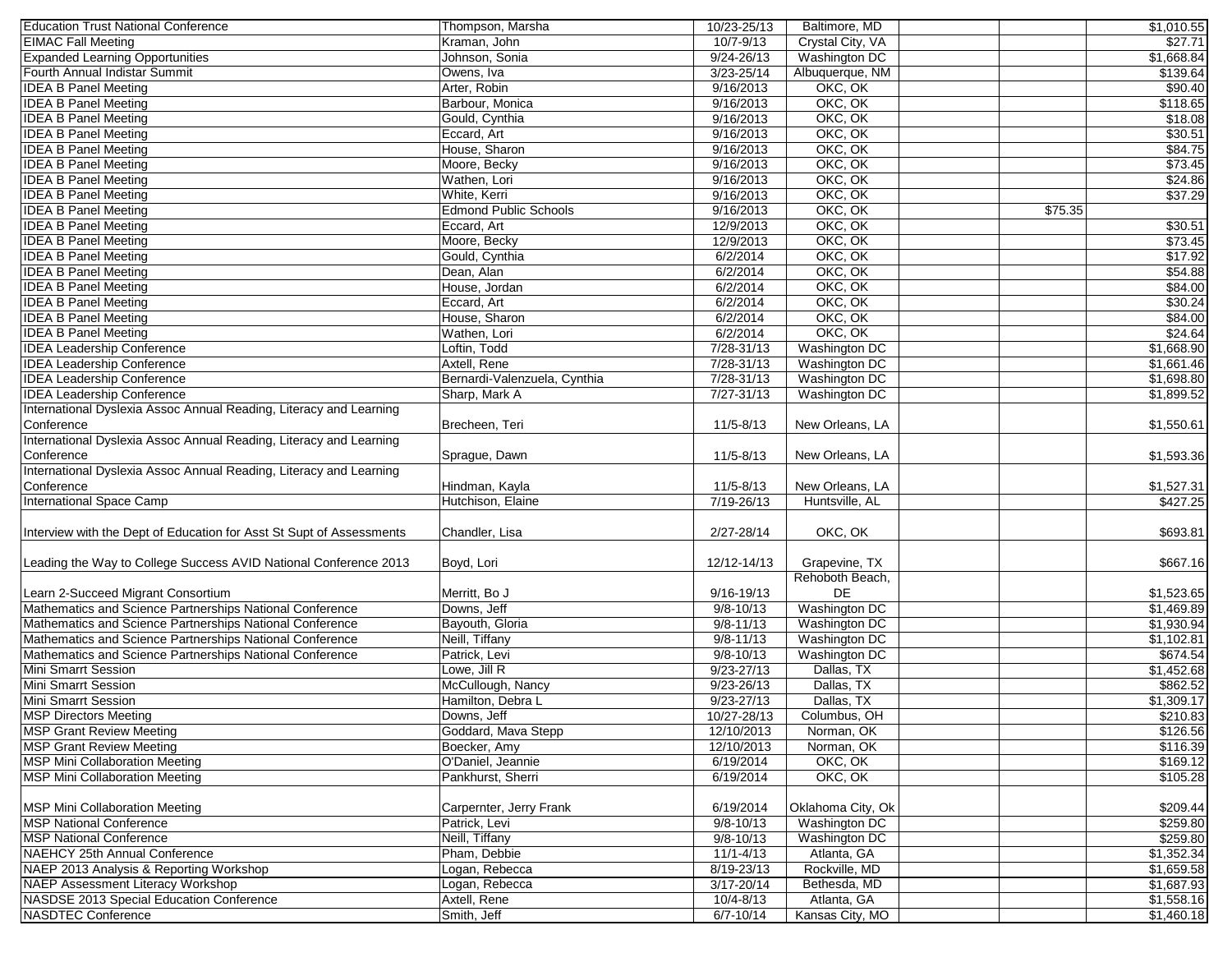| | | | | | | |
|---|---|---|---|---|---|---|
| Education Trust National Conference | Thompson, Marsha | 10/23-25/13 | Baltimore, MD | | | $1,010.55 |
| EIMAC Fall Meeting | Kraman, John | 10/7-9/13 | Crystal City, VA | | | $27.71 |
| Expanded Learning Opportunities | Johnson, Sonia | 9/24-26/13 | Washington DC | | | $1,668.84 |
| Fourth Annual Indistar Summit | Owens, Iva | 3/23-25/14 | Albuquerque, NM | | | $139.64 |
| IDEA B Panel Meeting | Arter, Robin | 9/16/2013 | OKC, OK | | | $90.40 |
| IDEA B Panel Meeting | Barbour, Monica | 9/16/2013 | OKC, OK | | | $118.65 |
| IDEA B Panel Meeting | Gould, Cynthia | 9/16/2013 | OKC, OK | | | $18.08 |
| IDEA B Panel Meeting | Eccard, Art | 9/16/2013 | OKC, OK | | | $30.51 |
| IDEA B Panel Meeting | House, Sharon | 9/16/2013 | OKC, OK | | | $84.75 |
| IDEA B Panel Meeting | Moore, Becky | 9/16/2013 | OKC, OK | | | $73.45 |
| IDEA B Panel Meeting | Wathen, Lori | 9/16/2013 | OKC, OK | | | $24.86 |
| IDEA B Panel Meeting | White, Kerri | 9/16/2013 | OKC, OK | | | $37.29 |
| IDEA B Panel Meeting | Edmond Public Schools | 9/16/2013 | OKC, OK | | $75.35 | |
| IDEA B Panel Meeting | Eccard, Art | 12/9/2013 | OKC, OK | | | $30.51 |
| IDEA B Panel Meeting | Moore, Becky | 12/9/2013 | OKC, OK | | | $73.45 |
| IDEA B Panel Meeting | Gould, Cynthia | 6/2/2014 | OKC, OK | | | $17.92 |
| IDEA B Panel Meeting | Dean, Alan | 6/2/2014 | OKC, OK | | | $54.88 |
| IDEA B Panel Meeting | House, Jordan | 6/2/2014 | OKC, OK | | | $84.00 |
| IDEA B Panel Meeting | Eccard, Art | 6/2/2014 | OKC, OK | | | $30.24 |
| IDEA B Panel Meeting | House, Sharon | 6/2/2014 | OKC, OK | | | $84.00 |
| IDEA B Panel Meeting | Wathen, Lori | 6/2/2014 | OKC, OK | | | $24.64 |
| IDEA Leadership Conference | Loftin, Todd | 7/28-31/13 | Washington DC | | | $1,668.90 |
| IDEA Leadership Conference | Axtell, Rene | 7/28-31/13 | Washington DC | | | $1,661.46 |
| IDEA Leadership Conference | Bernardi-Valenzuela, Cynthia | 7/28-31/13 | Washington DC | | | $1,698.80 |
| IDEA Leadership Conference | Sharp, Mark A | 7/27-31/13 | Washington DC | | | $1,899.52 |
| International Dyslexia Assoc Annual Reading, Literacy and Learning Conference | Brecheen, Teri | 11/5-8/13 | New Orleans, LA | | | $1,550.61 |
| International Dyslexia Assoc Annual Reading, Literacy and Learning Conference | Sprague, Dawn | 11/5-8/13 | New Orleans, LA | | | $1,593.36 |
| International Dyslexia Assoc Annual Reading, Literacy and Learning Conference | Hindman, Kayla | 11/5-8/13 | New Orleans, LA | | | $1,527.31 |
| International Space Camp | Hutchison, Elaine | 7/19-26/13 | Huntsville, AL | | | $427.25 |
| Interview with the Dept of Education for Asst St Supt of Assessments | Chandler, Lisa | 2/27-28/14 | OKC, OK | | | $693.81 |
| Leading the Way to College Success AVID National Conference 2013 | Boyd, Lori | 12/12-14/13 | Grapevine, TX | | | $667.16 |
| Learn 2-Succeed Migrant Consortium | Merritt, Bo J | 9/16-19/13 | Rehoboth Beach, DE | | | $1,523.65 |
| Mathematics and Science Partnerships National Conference | Downs, Jeff | 9/8-10/13 | Washington DC | | | $1,469.89 |
| Mathematics and Science Partnerships National Conference | Bayouth, Gloria | 9/8-11/13 | Washington DC | | | $1,930.94 |
| Mathematics and Science Partnerships National Conference | Neill, Tiffany | 9/8-11/13 | Washington DC | | | $1,102.81 |
| Mathematics and Science Partnerships National Conference | Patrick, Levi | 9/8-10/13 | Washington DC | | | $674.54 |
| Mini Smarrt Session | Lowe, Jill R | 9/23-27/13 | Dallas, TX | | | $1,452.68 |
| Mini Smarrt Session | McCullough, Nancy | 9/23-26/13 | Dallas, TX | | | $862.52 |
| Mini Smarrt Session | Hamilton, Debra L | 9/23-27/13 | Dallas, TX | | | $1,309.17 |
| MSP Directors Meeting | Downs, Jeff | 10/27-28/13 | Columbus, OH | | | $210.83 |
| MSP Grant Review Meeting | Goddard, Mava Stepp | 12/10/2013 | Norman, OK | | | $126.56 |
| MSP Grant Review Meeting | Boecker, Amy | 12/10/2013 | Norman, OK | | | $116.39 |
| MSP Mini Collaboration Meeting | O'Daniel, Jeannie | 6/19/2014 | OKC, OK | | | $169.12 |
| MSP Mini Collaboration Meeting | Pankhurst, Sherri | 6/19/2014 | OKC, OK | | | $105.28 |
| MSP Mini Collaboration Meeting | Carpernter, Jerry Frank | 6/19/2014 | Oklahoma City, Ok | | | $209.44 |
| MSP National Conference | Patrick, Levi | 9/8-10/13 | Washington DC | | | $259.80 |
| MSP National Conference | Neill, Tiffany | 9/8-10/13 | Washington DC | | | $259.80 |
| NAEHCY 25th Annual Conference | Pham, Debbie | 11/1-4/13 | Atlanta, GA | | | $1,352.34 |
| NAEP 2013 Analysis & Reporting Workshop | Logan, Rebecca | 8/19-23/13 | Rockville, MD | | | $1,659.58 |
| NAEP Assessment Literacy Workshop | Logan, Rebecca | 3/17-20/14 | Bethesda, MD | | | $1,687.93 |
| NASDSE 2013 Special Education Conference | Axtell, Rene | 10/4-8/13 | Atlanta, GA | | | $1,558.16 |
| NASDTEC Conference | Smith, Jeff | 6/7-10/14 | Kansas City, MO | | | $1,460.18 |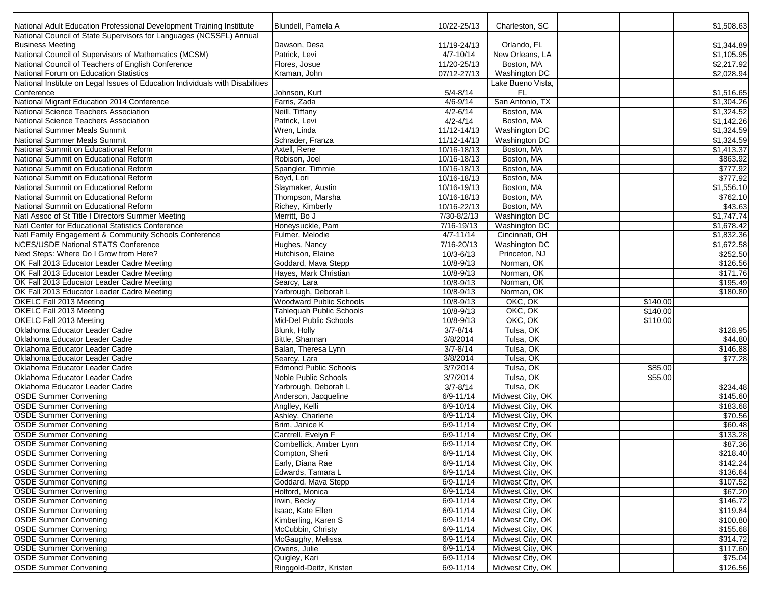| | | | | | | |
|---|---|---|---|---|---|---|
| National Adult Education Professional Development Training Instittute | Blundell, Pamela A | 10/22-25/13 | Charleston, SC | | | $1,508.63 |
| National Council of State Supervisors for Languages (NCSSFL) Annual Business Meeting | Dawson, Desa | 11/19-24/13 | Orlando, FL | | | $1,344.89 |
| National Council of Supervisors of Mathematics (MCSM) | Patrick, Levi | 4/7-10/14 | New Orleans, LA | | | $1,105.95 |
| National Council of Teachers of English Conference | Flores, Josue | 11/20-25/13 | Boston, MA | | | $2,217.92 |
| National Forum on Education Statistics | Kraman, John | 07/12-27/13 | Washington DC | | | $2,028.94 |
| National Institute on Legal Issues of Education Individuals with Disabilities Conference | Johnson, Kurt | 5/4-8/14 | Lake Bueno Vista, FL | | | $1,516.65 |
| National Migrant Education 2014 Conference | Farris, Zada | 4/6-9/14 | San Antonio, TX | | | $1,304.26 |
| National Science Teachers Association | Neill, Tiffany | 4/2-6/14 | Boston, MA | | | $1,324.52 |
| National Science Teachers Association | Patrick, Levi | 4/2-4/14 | Boston, MA | | | $1,142.26 |
| National Summer Meals Summit | Wren, Linda | 11/12-14/13 | Washington DC | | | $1,324.59 |
| National Summer Meals Summit | Schrader, Franza | 11/12-14/13 | Washington DC | | | $1,324.59 |
| National Summit on Educational Reform | Axtell, Rene | 10/16-18/13 | Boston, MA | | | $1,413.37 |
| National Summit on Educational Reform | Robison, Joel | 10/16-18/13 | Boston, MA | | | $863.92 |
| National Summit on Educational Reform | Spangler, Timmie | 10/16-18/13 | Boston, MA | | | $777.92 |
| National Summit on Educational Reform | Boyd, Lori | 10/16-18/13 | Boston, MA | | | $777.92 |
| National Summit on Educational Reform | Slaymaker, Austin | 10/16-19/13 | Boston, MA | | | $1,556.10 |
| National Summit on Educational Reform | Thompson, Marsha | 10/16-18/13 | Boston, MA | | | $762.10 |
| National Summit on Educational Reform | Richey, Kimberly | 10/16-22/13 | Boston, MA | | | $43.63 |
| Natl Assoc of St Title I Directors Summer Meeting | Merritt, Bo J | 7/30-8/2/13 | Washington DC | | | $1,747.74 |
| Natl Center for Educational Statistics Conference | Honeysuckle, Pam | 7/16-19/13 | Washington DC | | | $1,678.42 |
| Natl Family Engagement & Community Schools Conference | Fulmer, Melodie | 4/7-11/14 | Cincinnati, OH | | | $1,832.36 |
| NCES/USDE National STATS Conference | Hughes, Nancy | 7/16-20/13 | Washington DC | | | $1,672.58 |
| Next Steps: Where Do I Grow from Here? | Hutchison, Elaine | 10/3-6/13 | Princeton, NJ | | | $252.50 |
| OK Fall 2013 Educator Leader Cadre Meeting | Goddard, Mava Stepp | 10/8-9/13 | Norman, OK | | | $126.56 |
| OK Fall 2013 Educator Leader Cadre Meeting | Hayes, Mark Christian | 10/8-9/13 | Norman, OK | | | $171.76 |
| OK Fall 2013 Educator Leader Cadre Meeting | Searcy, Lara | 10/8-9/13 | Norman, OK | | | $195.49 |
| OK Fall 2013 Educator Leader Cadre Meeting | Yarbrough, Deborah L | 10/8-9/13 | Norman, OK | | | $180.80 |
| OKELC Fall 2013 Meeting | Woodward Public Schools | 10/8-9/13 | OKC, OK | | $140.00 | |
| OKELC Fall 2013 Meeting | Tahlequah Public Schools | 10/8-9/13 | OKC, OK | | $140.00 | |
| OKELC Fall 2013 Meeting | Mid-Del Public Schools | 10/8-9/13 | OKC, OK | | $110.00 | |
| Oklahoma Educator Leader Cadre | Blunk, Holly | 3/7-8/14 | Tulsa, OK | | | $128.95 |
| Oklahoma Educator Leader Cadre | Bittle, Shannan | 3/8/2014 | Tulsa, OK | | | $44.80 |
| Oklahoma Educator Leader Cadre | Balan, Theresa Lynn | 3/7-8/14 | Tulsa, OK | | | $146.88 |
| Oklahoma Educator Leader Cadre | Searcy, Lara | 3/8/2014 | Tulsa, OK | | | $77.28 |
| Oklahoma Educator Leader Cadre | Edmond Public Schools | 3/7/2014 | Tulsa, OK | | $85.00 | |
| Oklahoma Educator Leader Cadre | Noble Public Schools | 3/7/2014 | Tulsa, OK | | $55.00 | |
| Oklahoma Educator Leader Cadre | Yarbrough, Deborah L | 3/7-8/14 | Tulsa, OK | | | $234.48 |
| OSDE Summer Convening | Anderson, Jacqueline | 6/9-11/14 | Midwest City, OK | | | $145.60 |
| OSDE Summer Convening | Anglley, Kelli | 6/9-10/14 | Midwest City, OK | | | $183.68 |
| OSDE Summer Convening | Ashley, Charlene | 6/9-11/14 | Midwest City, OK | | | $70.56 |
| OSDE Summer Convening | Brim, Janice K | 6/9-11/14 | Midwest City, OK | | | $60.48 |
| OSDE Summer Convening | Cantrell, Evelyn F | 6/9-11/14 | Midwest City, OK | | | $133.28 |
| OSDE Summer Convening | Combellick, Amber Lynn | 6/9-11/14 | Midwest City, OK | | | $87.36 |
| OSDE Summer Convening | Compton, Sheri | 6/9-11/14 | Midwest City, OK | | | $218.40 |
| OSDE Summer Convening | Early, Diana Rae | 6/9-11/14 | Midwest City, OK | | | $142.24 |
| OSDE Summer Convening | Edwards, Tamara L | 6/9-11/14 | Midwest City, OK | | | $136.64 |
| OSDE Summer Convening | Goddard, Mava Stepp | 6/9-11/14 | Midwest City, OK | | | $107.52 |
| OSDE Summer Convening | Holford, Monica | 6/9-11/14 | Midwest City, OK | | | $67.20 |
| OSDE Summer Convening | Irwin, Becky | 6/9-11/14 | Midwest City, OK | | | $146.72 |
| OSDE Summer Convening | Isaac, Kate Ellen | 6/9-11/14 | Midwest City, OK | | | $119.84 |
| OSDE Summer Convening | Kimberling, Karen S | 6/9-11/14 | Midwest City, OK | | | $100.80 |
| OSDE Summer Convening | McCubbin, Christy | 6/9-11/14 | Midwest City, OK | | | $155.68 |
| OSDE Summer Convening | McGaughy, Melissa | 6/9-11/14 | Midwest City, OK | | | $314.72 |
| OSDE Summer Convening | Owens, Julie | 6/9-11/14 | Midwest City, OK | | | $117.60 |
| OSDE Summer Convening | Quigley, Kari | 6/9-11/14 | Midwest City, OK | | | $75.04 |
| OSDE Summer Convening | Ringgold-Deitz, Kristen | 6/9-11/14 | Midwest City, OK | | | $126.56 |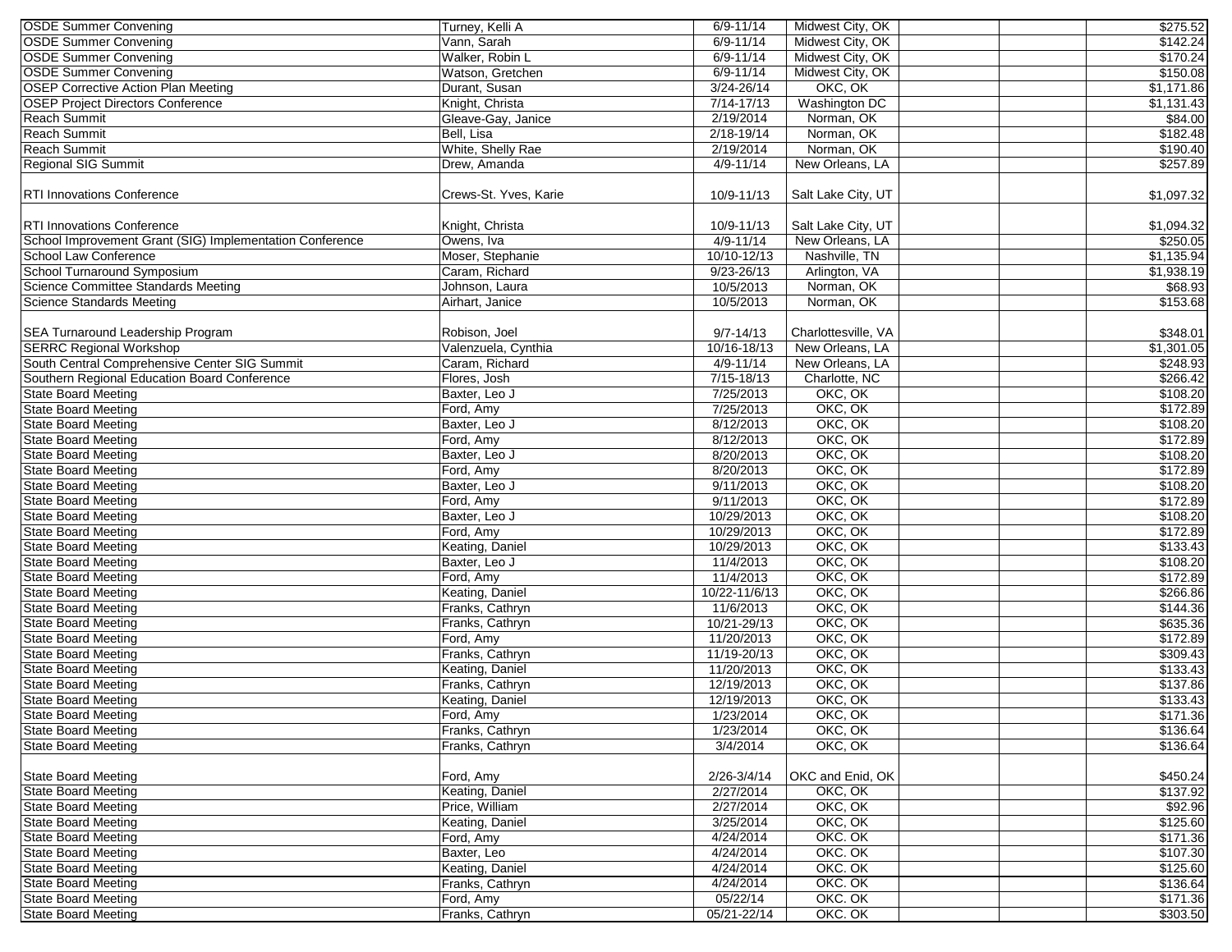| | | | | | | |
|---|---|---|---|---|---|---|
| OSDE Summer Convening | Turney, Kelli A | 6/9-11/14 | Midwest City, OK | | | $275.52 |
| OSDE Summer Convening | Vann, Sarah | 6/9-11/14 | Midwest City, OK | | | $142.24 |
| OSDE Summer Convening | Walker, Robin L | 6/9-11/14 | Midwest City, OK | | | $170.24 |
| OSDE Summer Convening | Watson, Gretchen | 6/9-11/14 | Midwest City, OK | | | $150.08 |
| OSEP Corrective Action Plan Meeting | Durant, Susan | 3/24-26/14 | OKC, OK | | | $1,171.86 |
| OSEP Project Directors Conference | Knight, Christa | 7/14-17/13 | Washington DC | | | $1,131.43 |
| Reach Summit | Gleave-Gay, Janice | 2/19/2014 | Norman, OK | | | $84.00 |
| Reach Summit | Bell, Lisa | 2/18-19/14 | Norman, OK | | | $182.48 |
| Reach Summit | White, Shelly Rae | 2/19/2014 | Norman, OK | | | $190.40 |
| Regional SIG Summit | Drew, Amanda | 4/9-11/14 | New Orleans, LA | | | $257.89 |
| RTI Innovations Conference | Crews-St. Yves, Karie | 10/9-11/13 | Salt Lake City, UT | | | $1,097.32 |
| RTI Innovations Conference | Knight, Christa | 10/9-11/13 | Salt Lake City, UT | | | $1,094.32 |
| School Improvement Grant (SIG) Implementation Conference | Owens, Iva | 4/9-11/14 | New Orleans, LA | | | $250.05 |
| School Law Conference | Moser, Stephanie | 10/10-12/13 | Nashville, TN | | | $1,135.94 |
| School Turnaround Symposium | Caram, Richard | 9/23-26/13 | Arlington, VA | | | $1,938.19 |
| Science Committee Standards Meeting | Johnson, Laura | 10/5/2013 | Norman, OK | | | $68.93 |
| Science Standards Meeting | Airhart, Janice | 10/5/2013 | Norman, OK | | | $153.68 |
| SEA Turnaround Leadership Program | Robison, Joel | 9/7-14/13 | Charlottesville, VA | | | $348.01 |
| SERRC Regional Workshop | Valenzuela, Cynthia | 10/16-18/13 | New Orleans, LA | | | $1,301.05 |
| South Central Comprehensive Center SIG Summit | Caram, Richard | 4/9-11/14 | New Orleans, LA | | | $248.93 |
| Southern Regional Education Board Conference | Flores, Josh | 7/15-18/13 | Charlotte, NC | | | $266.42 |
| State Board Meeting | Baxter, Leo J | 7/25/2013 | OKC, OK | | | $108.20 |
| State Board Meeting | Ford, Amy | 7/25/2013 | OKC, OK | | | $172.89 |
| State Board Meeting | Baxter, Leo J | 8/12/2013 | OKC, OK | | | $108.20 |
| State Board Meeting | Ford, Amy | 8/12/2013 | OKC, OK | | | $172.89 |
| State Board Meeting | Baxter, Leo J | 8/20/2013 | OKC, OK | | | $108.20 |
| State Board Meeting | Ford, Amy | 8/20/2013 | OKC, OK | | | $172.89 |
| State Board Meeting | Baxter, Leo J | 9/11/2013 | OKC, OK | | | $108.20 |
| State Board Meeting | Ford, Amy | 9/11/2013 | OKC, OK | | | $172.89 |
| State Board Meeting | Baxter, Leo J | 10/29/2013 | OKC, OK | | | $108.20 |
| State Board Meeting | Ford, Amy | 10/29/2013 | OKC, OK | | | $172.89 |
| State Board Meeting | Keating, Daniel | 10/29/2013 | OKC, OK | | | $133.43 |
| State Board Meeting | Baxter, Leo J | 11/4/2013 | OKC, OK | | | $108.20 |
| State Board Meeting | Ford, Amy | 11/4/2013 | OKC, OK | | | $172.89 |
| State Board Meeting | Keating, Daniel | 10/22-11/6/13 | OKC, OK | | | $266.86 |
| State Board Meeting | Franks, Cathryn | 11/6/2013 | OKC, OK | | | $144.36 |
| State Board Meeting | Franks, Cathryn | 10/21-29/13 | OKC, OK | | | $635.36 |
| State Board Meeting | Ford, Amy | 11/20/2013 | OKC, OK | | | $172.89 |
| State Board Meeting | Franks, Cathryn | 11/19-20/13 | OKC, OK | | | $309.43 |
| State Board Meeting | Keating, Daniel | 11/20/2013 | OKC, OK | | | $133.43 |
| State Board Meeting | Franks, Cathryn | 12/19/2013 | OKC, OK | | | $137.86 |
| State Board Meeting | Keating, Daniel | 12/19/2013 | OKC, OK | | | $133.43 |
| State Board Meeting | Ford, Amy | 1/23/2014 | OKC, OK | | | $171.36 |
| State Board Meeting | Franks, Cathryn | 1/23/2014 | OKC, OK | | | $136.64 |
| State Board Meeting | Franks, Cathryn | 3/4/2014 | OKC, OK | | | $136.64 |
| State Board Meeting | Ford, Amy | 2/26-3/4/14 | OKC and Enid, OK | | | $450.24 |
| State Board Meeting | Keating, Daniel | 2/27/2014 | OKC, OK | | | $137.92 |
| State Board Meeting | Price, William | 2/27/2014 | OKC, OK | | | $92.96 |
| State Board Meeting | Keating, Daniel | 3/25/2014 | OKC, OK | | | $125.60 |
| State Board Meeting | Ford, Amy | 4/24/2014 | OKC. OK | | | $171.36 |
| State Board Meeting | Baxter, Leo | 4/24/2014 | OKC. OK | | | $107.30 |
| State Board Meeting | Keating, Daniel | 4/24/2014 | OKC. OK | | | $125.60 |
| State Board Meeting | Franks, Cathryn | 4/24/2014 | OKC. OK | | | $136.64 |
| State Board Meeting | Ford, Amy | 05/22/14 | OKC. OK | | | $171.36 |
| State Board Meeting | Franks, Cathryn | 05/21-22/14 | OKC. OK | | | $303.50 |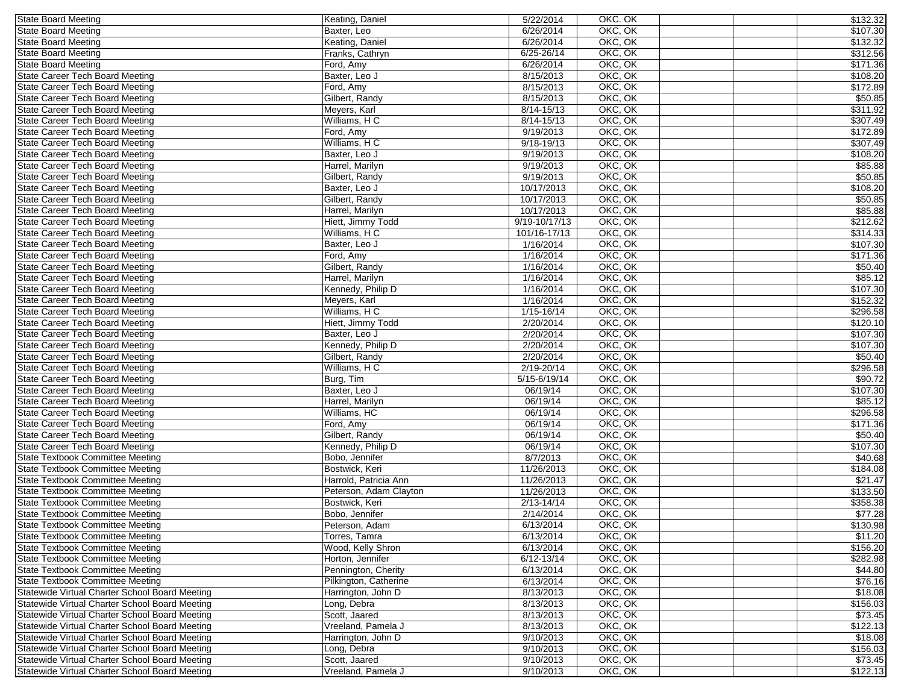| | | | | | | |
|---|---|---|---|---|---|---|
| State Board Meeting | Keating, Daniel | 5/22/2014 | OKC. OK | | | $132.32 |
| State Board Meeting | Baxter, Leo | 6/26/2014 | OKC, OK | | | $107.30 |
| State Board Meeting | Keating, Daniel | 6/26/2014 | OKC, OK | | | $132.32 |
| State Board Meeting | Franks, Cathryn | 6/25-26/14 | OKC, OK | | | $312.56 |
| State Board Meeting | Ford, Amy | 6/26/2014 | OKC, OK | | | $171.36 |
| State Career Tech Board Meeting | Baxter, Leo J | 8/15/2013 | OKC, OK | | | $108.20 |
| State Career Tech Board Meeting | Ford, Amy | 8/15/2013 | OKC, OK | | | $172.89 |
| State Career Tech Board Meeting | Gilbert, Randy | 8/15/2013 | OKC, OK | | | $50.85 |
| State Career Tech Board Meeting | Meyers, Karl | 8/14-15/13 | OKC, OK | | | $311.92 |
| State Career Tech Board Meeting | Williams, H C | 8/14-15/13 | OKC, OK | | | $307.49 |
| State Career Tech Board Meeting | Ford, Amy | 9/19/2013 | OKC, OK | | | $172.89 |
| State Career Tech Board Meeting | Williams, H C | 9/18-19/13 | OKC, OK | | | $307.49 |
| State Career Tech Board Meeting | Baxter, Leo J | 9/19/2013 | OKC, OK | | | $108.20 |
| State Career Tech Board Meeting | Harrel, Marilyn | 9/19/2013 | OKC, OK | | | $85.88 |
| State Career Tech Board Meeting | Gilbert, Randy | 9/19/2013 | OKC, OK | | | $50.85 |
| State Career Tech Board Meeting | Baxter, Leo J | 10/17/2013 | OKC, OK | | | $108.20 |
| State Career Tech Board Meeting | Gilbert, Randy | 10/17/2013 | OKC, OK | | | $50.85 |
| State Career Tech Board Meeting | Harrel, Marilyn | 10/17/2013 | OKC, OK | | | $85.88 |
| State Career Tech Board Meeting | Hiett, Jimmy Todd | 9/19-10/17/13 | OKC, OK | | | $212.62 |
| State Career Tech Board Meeting | Williams, H C | 101/16-17/13 | OKC, OK | | | $314.33 |
| State Career Tech Board Meeting | Baxter, Leo J | 1/16/2014 | OKC, OK | | | $107.30 |
| State Career Tech Board Meeting | Ford, Amy | 1/16/2014 | OKC, OK | | | $171.36 |
| State Career Tech Board Meeting | Gilbert, Randy | 1/16/2014 | OKC, OK | | | $50.40 |
| State Career Tech Board Meeting | Harrel, Marilyn | 1/16/2014 | OKC, OK | | | $85.12 |
| State Career Tech Board Meeting | Kennedy, Philip D | 1/16/2014 | OKC, OK | | | $107.30 |
| State Career Tech Board Meeting | Meyers, Karl | 1/16/2014 | OKC, OK | | | $152.32 |
| State Career Tech Board Meeting | Williams, H C | 1/15-16/14 | OKC, OK | | | $296.58 |
| State Career Tech Board Meeting | Hiett, Jimmy Todd | 2/20/2014 | OKC, OK | | | $120.10 |
| State Career Tech Board Meeting | Baxter, Leo J | 2/20/2014 | OKC, OK | | | $107.30 |
| State Career Tech Board Meeting | Kennedy, Philip D | 2/20/2014 | OKC, OK | | | $107.30 |
| State Career Tech Board Meeting | Gilbert, Randy | 2/20/2014 | OKC, OK | | | $50.40 |
| State Career Tech Board Meeting | Williams, H C | 2/19-20/14 | OKC, OK | | | $296.58 |
| State Career Tech Board Meeting | Burg, Tim | 5/15-6/19/14 | OKC, OK | | | $90.72 |
| State Career Tech Board Meeting | Baxter, Leo J | 06/19/14 | OKC, OK | | | $107.30 |
| State Career Tech Board Meeting | Harrel, Marilyn | 06/19/14 | OKC, OK | | | $85.12 |
| State Career Tech Board Meeting | Williams, HC | 06/19/14 | OKC, OK | | | $296.58 |
| State Career Tech Board Meeting | Ford, Amy | 06/19/14 | OKC, OK | | | $171.36 |
| State Career Tech Board Meeting | Gilbert, Randy | 06/19/14 | OKC, OK | | | $50.40 |
| State Career Tech Board Meeting | Kennedy, Philip D | 06/19/14 | OKC, OK | | | $107.30 |
| State Textbook Committee Meeting | Bobo, Jennifer | 8/7/2013 | OKC, OK | | | $40.68 |
| State Textbook Committee Meeting | Bostwick, Keri | 11/26/2013 | OKC, OK | | | $184.08 |
| State Textbook Committee Meeting | Harrold, Patricia Ann | 11/26/2013 | OKC, OK | | | $21.47 |
| State Textbook Committee Meeting | Peterson, Adam Clayton | 11/26/2013 | OKC, OK | | | $133.50 |
| State Textbook Committee Meeting | Bostwick, Keri | 2/13-14/14 | OKC, OK | | | $358.38 |
| State Textbook Committee Meeting | Bobo, Jennifer | 2/14/2014 | OKC, OK | | | $77.28 |
| State Textbook Committee Meeting | Peterson, Adam | 6/13/2014 | OKC, OK | | | $130.98 |
| State Textbook Committee Meeting | Torres, Tamra | 6/13/2014 | OKC, OK | | | $11.20 |
| State Textbook Committee Meeting | Wood, Kelly Shron | 6/13/2014 | OKC, OK | | | $156.20 |
| State Textbook Committee Meeting | Horton, Jennifer | 6/12-13/14 | OKC, OK | | | $282.98 |
| State Textbook Committee Meeting | Pennington, Cherity | 6/13/2014 | OKC, OK | | | $44.80 |
| State Textbook Committee Meeting | Pilkington, Catherine | 6/13/2014 | OKC, OK | | | $76.16 |
| Statewide Virtual Charter School Board Meeting | Harrington, John D | 8/13/2013 | OKC, OK | | | $18.08 |
| Statewide Virtual Charter School Board Meeting | Long, Debra | 8/13/2013 | OKC, OK | | | $156.03 |
| Statewide Virtual Charter School Board Meeting | Scott, Jaared | 8/13/2013 | OKC, OK | | | $73.45 |
| Statewide Virtual Charter School Board Meeting | Vreeland, Pamela J | 8/13/2013 | OKC, OK | | | $122.13 |
| Statewide Virtual Charter School Board Meeting | Harrington, John D | 9/10/2013 | OKC, OK | | | $18.08 |
| Statewide Virtual Charter School Board Meeting | Long, Debra | 9/10/2013 | OKC, OK | | | $156.03 |
| Statewide Virtual Charter School Board Meeting | Scott, Jaared | 9/10/2013 | OKC, OK | | | $73.45 |
| Statewide Virtual Charter School Board Meeting | Vreeland, Pamela J | 9/10/2013 | OKC, OK | | | $122.13 |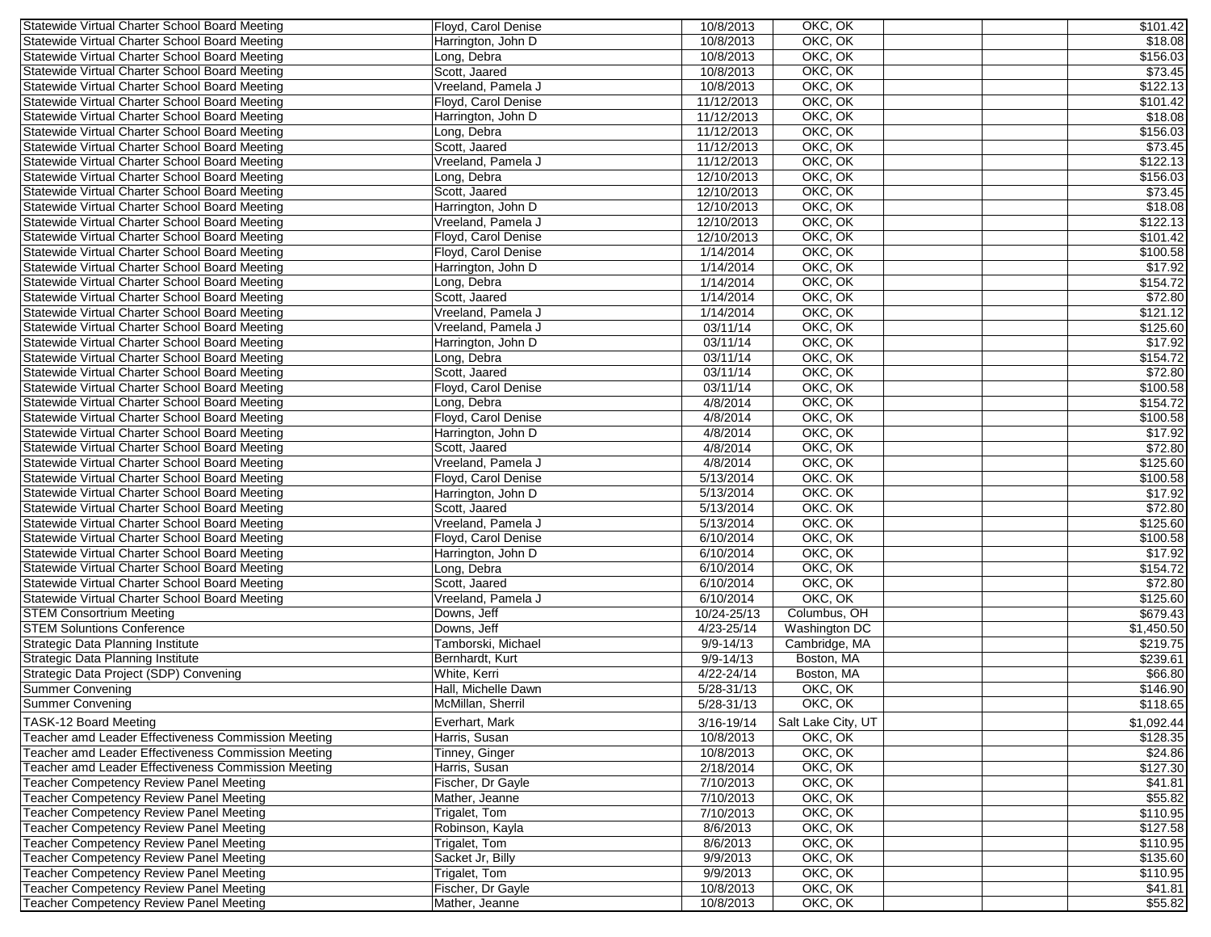| | | | | | | |
|---|---|---|---|---|---|---|
| Statewide Virtual Charter School Board Meeting | Floyd, Carol Denise | 10/8/2013 | OKC, OK | | | $101.42 |
| Statewide Virtual Charter School Board Meeting | Harrington, John D | 10/8/2013 | OKC, OK | | | $18.08 |
| Statewide Virtual Charter School Board Meeting | Long, Debra | 10/8/2013 | OKC, OK | | | $156.03 |
| Statewide Virtual Charter School Board Meeting | Scott, Jaared | 10/8/2013 | OKC, OK | | | $73.45 |
| Statewide Virtual Charter School Board Meeting | Vreeland, Pamela J | 10/8/2013 | OKC, OK | | | $122.13 |
| Statewide Virtual Charter School Board Meeting | Floyd, Carol Denise | 11/12/2013 | OKC, OK | | | $101.42 |
| Statewide Virtual Charter School Board Meeting | Harrington, John D | 11/12/2013 | OKC, OK | | | $18.08 |
| Statewide Virtual Charter School Board Meeting | Long, Debra | 11/12/2013 | OKC, OK | | | $156.03 |
| Statewide Virtual Charter School Board Meeting | Scott, Jaared | 11/12/2013 | OKC, OK | | | $73.45 |
| Statewide Virtual Charter School Board Meeting | Vreeland, Pamela J | 11/12/2013 | OKC, OK | | | $122.13 |
| Statewide Virtual Charter School Board Meeting | Long, Debra | 12/10/2013 | OKC, OK | | | $156.03 |
| Statewide Virtual Charter School Board Meeting | Scott, Jaared | 12/10/2013 | OKC, OK | | | $73.45 |
| Statewide Virtual Charter School Board Meeting | Harrington, John D | 12/10/2013 | OKC, OK | | | $18.08 |
| Statewide Virtual Charter School Board Meeting | Vreeland, Pamela J | 12/10/2013 | OKC, OK | | | $122.13 |
| Statewide Virtual Charter School Board Meeting | Floyd, Carol Denise | 12/10/2013 | OKC, OK | | | $101.42 |
| Statewide Virtual Charter School Board Meeting | Floyd, Carol Denise | 1/14/2014 | OKC, OK | | | $100.58 |
| Statewide Virtual Charter School Board Meeting | Harrington, John D | 1/14/2014 | OKC, OK | | | $17.92 |
| Statewide Virtual Charter School Board Meeting | Long, Debra | 1/14/2014 | OKC, OK | | | $154.72 |
| Statewide Virtual Charter School Board Meeting | Scott, Jaared | 1/14/2014 | OKC, OK | | | $72.80 |
| Statewide Virtual Charter School Board Meeting | Vreeland, Pamela J | 1/14/2014 | OKC, OK | | | $121.12 |
| Statewide Virtual Charter School Board Meeting | Vreeland, Pamela J | 03/11/14 | OKC, OK | | | $125.60 |
| Statewide Virtual Charter School Board Meeting | Harrington, John D | 03/11/14 | OKC, OK | | | $17.92 |
| Statewide Virtual Charter School Board Meeting | Long, Debra | 03/11/14 | OKC, OK | | | $154.72 |
| Statewide Virtual Charter School Board Meeting | Scott, Jaared | 03/11/14 | OKC, OK | | | $72.80 |
| Statewide Virtual Charter School Board Meeting | Floyd, Carol Denise | 03/11/14 | OKC, OK | | | $100.58 |
| Statewide Virtual Charter School Board Meeting | Long, Debra | 4/8/2014 | OKC, OK | | | $154.72 |
| Statewide Virtual Charter School Board Meeting | Floyd, Carol Denise | 4/8/2014 | OKC, OK | | | $100.58 |
| Statewide Virtual Charter School Board Meeting | Harrington, John D | 4/8/2014 | OKC, OK | | | $17.92 |
| Statewide Virtual Charter School Board Meeting | Scott, Jaared | 4/8/2014 | OKC, OK | | | $72.80 |
| Statewide Virtual Charter School Board Meeting | Vreeland, Pamela J | 4/8/2014 | OKC, OK | | | $125.60 |
| Statewide Virtual Charter School Board Meeting | Floyd, Carol Denise | 5/13/2014 | OKC. OK | | | $100.58 |
| Statewide Virtual Charter School Board Meeting | Harrington, John D | 5/13/2014 | OKC. OK | | | $17.92 |
| Statewide Virtual Charter School Board Meeting | Scott, Jaared | 5/13/2014 | OKC. OK | | | $72.80 |
| Statewide Virtual Charter School Board Meeting | Vreeland, Pamela J | 5/13/2014 | OKC. OK | | | $125.60 |
| Statewide Virtual Charter School Board Meeting | Floyd, Carol Denise | 6/10/2014 | OKC, OK | | | $100.58 |
| Statewide Virtual Charter School Board Meeting | Harrington, John D | 6/10/2014 | OKC, OK | | | $17.92 |
| Statewide Virtual Charter School Board Meeting | Long, Debra | 6/10/2014 | OKC, OK | | | $154.72 |
| Statewide Virtual Charter School Board Meeting | Scott, Jaared | 6/10/2014 | OKC, OK | | | $72.80 |
| Statewide Virtual Charter School Board Meeting | Vreeland, Pamela J | 6/10/2014 | OKC, OK | | | $125.60 |
| STEM Consortrium Meeting | Downs, Jeff | 10/24-25/13 | Columbus, OH | | | $679.43 |
| STEM Soluntions Conference | Downs, Jeff | 4/23-25/14 | Washington DC | | | $1,450.50 |
| Strategic Data Planning Institute | Tamborski, Michael | 9/9-14/13 | Cambridge, MA | | | $219.75 |
| Strategic Data Planning Institute | Bernhardt, Kurt | 9/9-14/13 | Boston, MA | | | $239.61 |
| Strategic Data Project (SDP) Convening | White, Kerri | 4/22-24/14 | Boston, MA | | | $66.80 |
| Summer Convening | Hall, Michelle Dawn | 5/28-31/13 | OKC, OK | | | $146.90 |
| Summer Convening | McMillan, Sherril | 5/28-31/13 | OKC, OK | | | $118.65 |
| TASK-12 Board Meeting | Everhart, Mark | 3/16-19/14 | Salt Lake City, UT | | | $1,092.44 |
| Teacher amd Leader Effectiveness Commission Meeting | Harris, Susan | 10/8/2013 | OKC, OK | | | $128.35 |
| Teacher amd Leader Effectiveness Commission Meeting | Tinney, Ginger | 10/8/2013 | OKC, OK | | | $24.86 |
| Teacher amd Leader Effectiveness Commission Meeting | Harris, Susan | 2/18/2014 | OKC, OK | | | $127.30 |
| Teacher Competency Review Panel Meeting | Fischer, Dr Gayle | 7/10/2013 | OKC, OK | | | $41.81 |
| Teacher Competency Review Panel Meeting | Mather, Jeanne | 7/10/2013 | OKC, OK | | | $55.82 |
| Teacher Competency Review Panel Meeting | Trigalet, Tom | 7/10/2013 | OKC, OK | | | $110.95 |
| Teacher Competency Review Panel Meeting | Robinson, Kayla | 8/6/2013 | OKC, OK | | | $127.58 |
| Teacher Competency Review Panel Meeting | Trigalet, Tom | 8/6/2013 | OKC, OK | | | $110.95 |
| Teacher Competency Review Panel Meeting | Sacket Jr, Billy | 9/9/2013 | OKC, OK | | | $135.60 |
| Teacher Competency Review Panel Meeting | Trigalet, Tom | 9/9/2013 | OKC, OK | | | $110.95 |
| Teacher Competency Review Panel Meeting | Fischer, Dr Gayle | 10/8/2013 | OKC, OK | | | $41.81 |
| Teacher Competency Review Panel Meeting | Mather, Jeanne | 10/8/2013 | OKC, OK | | | $55.82 |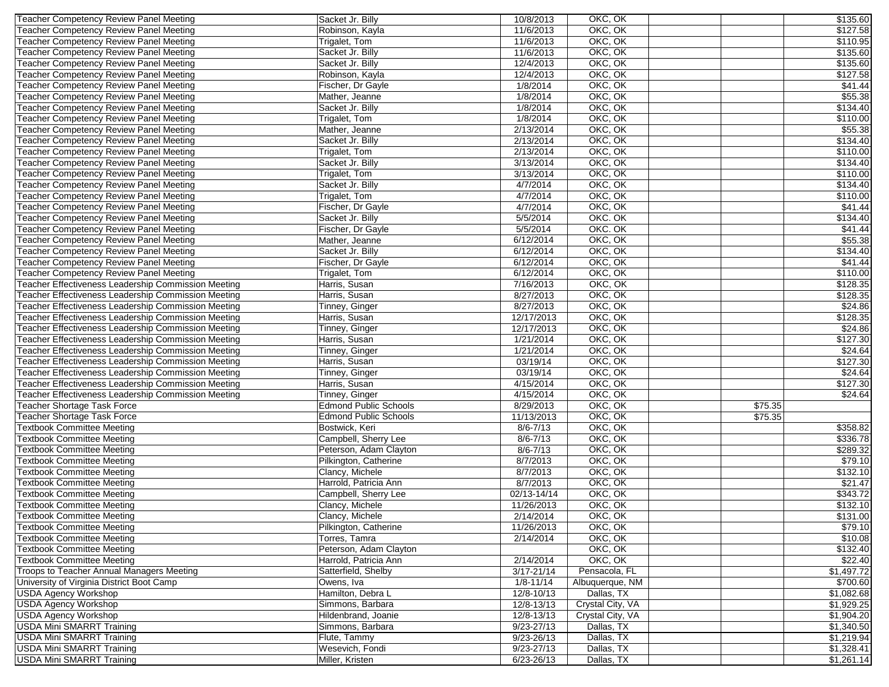| | | | | | | |
|---|---|---|---|---|---|---|
| Teacher Competency Review Panel Meeting | Sacket Jr. Billy | 10/8/2013 | OKC, OK | | | $135.60 |
| Teacher Competency Review Panel Meeting | Robinson, Kayla | 11/6/2013 | OKC, OK | | | $127.58 |
| Teacher Competency Review Panel Meeting | Trigalet, Tom | 11/6/2013 | OKC, OK | | | $110.95 |
| Teacher Competency Review Panel Meeting | Sacket Jr. Billy | 11/6/2013 | OKC, OK | | | $135.60 |
| Teacher Competency Review Panel Meeting | Sacket Jr. Billy | 12/4/2013 | OKC, OK | | | $135.60 |
| Teacher Competency Review Panel Meeting | Robinson, Kayla | 12/4/2013 | OKC, OK | | | $127.58 |
| Teacher Competency Review Panel Meeting | Fischer, Dr Gayle | 1/8/2014 | OKC, OK | | | $41.44 |
| Teacher Competency Review Panel Meeting | Mather, Jeanne | 1/8/2014 | OKC, OK | | | $55.38 |
| Teacher Competency Review Panel Meeting | Sacket Jr. Billy | 1/8/2014 | OKC, OK | | | $134.40 |
| Teacher Competency Review Panel Meeting | Trigalet, Tom | 1/8/2014 | OKC, OK | | | $110.00 |
| Teacher Competency Review Panel Meeting | Mather, Jeanne | 2/13/2014 | OKC, OK | | | $55.38 |
| Teacher Competency Review Panel Meeting | Sacket Jr. Billy | 2/13/2014 | OKC, OK | | | $134.40 |
| Teacher Competency Review Panel Meeting | Trigalet, Tom | 2/13/2014 | OKC, OK | | | $110.00 |
| Teacher Competency Review Panel Meeting | Sacket Jr. Billy | 3/13/2014 | OKC, OK | | | $134.40 |
| Teacher Competency Review Panel Meeting | Trigalet, Tom | 3/13/2014 | OKC, OK | | | $110.00 |
| Teacher Competency Review Panel Meeting | Sacket Jr. Billy | 4/7/2014 | OKC, OK | | | $134.40 |
| Teacher Competency Review Panel Meeting | Trigalet, Tom | 4/7/2014 | OKC, OK | | | $110.00 |
| Teacher Competency Review Panel Meeting | Fischer, Dr Gayle | 4/7/2014 | OKC, OK | | | $41.44 |
| Teacher Competency Review Panel Meeting | Sacket Jr. Billy | 5/5/2014 | OKC. OK | | | $134.40 |
| Teacher Competency Review Panel Meeting | Fischer, Dr Gayle | 5/5/2014 | OKC. OK | | | $41.44 |
| Teacher Competency Review Panel Meeting | Mather, Jeanne | 6/12/2014 | OKC, OK | | | $55.38 |
| Teacher Competency Review Panel Meeting | Sacket Jr. Billy | 6/12/2014 | OKC, OK | | | $134.40 |
| Teacher Competency Review Panel Meeting | Fischer, Dr Gayle | 6/12/2014 | OKC, OK | | | $41.44 |
| Teacher Competency Review Panel Meeting | Trigalet, Tom | 6/12/2014 | OKC, OK | | | $110.00 |
| Teacher Effectiveness Leadership Commission Meeting | Harris, Susan | 7/16/2013 | OKC, OK | | | $128.35 |
| Teacher Effectiveness Leadership Commission Meeting | Harris, Susan | 8/27/2013 | OKC, OK | | | $128.35 |
| Teacher Effectiveness Leadership Commission Meeting | Tinney, Ginger | 8/27/2013 | OKC, OK | | | $24.86 |
| Teacher Effectiveness Leadership Commission Meeting | Harris, Susan | 12/17/2013 | OKC, OK | | | $128.35 |
| Teacher Effectiveness Leadership Commission Meeting | Tinney, Ginger | 12/17/2013 | OKC, OK | | | $24.86 |
| Teacher Effectiveness Leadership Commission Meeting | Harris, Susan | 1/21/2014 | OKC, OK | | | $127.30 |
| Teacher Effectiveness Leadership Commission Meeting | Tinney, Ginger | 1/21/2014 | OKC, OK | | | $24.64 |
| Teacher Effectiveness Leadership Commission Meeting | Harris, Susan | 03/19/14 | OKC, OK | | | $127.30 |
| Teacher Effectiveness Leadership Commission Meeting | Tinney, Ginger | 03/19/14 | OKC, OK | | | $24.64 |
| Teacher Effectiveness Leadership Commission Meeting | Harris, Susan | 4/15/2014 | OKC, OK | | | $127.30 |
| Teacher Effectiveness Leadership Commission Meeting | Tinney, Ginger | 4/15/2014 | OKC, OK | | | $24.64 |
| Teacher Shortage Task Force | Edmond Public Schools | 8/29/2013 | OKC, OK | | $75.35 | |
| Teacher Shortage Task Force | Edmond Public Schools | 11/13/2013 | OKC, OK | | $75.35 | |
| Textbook Committee Meeting | Bostwick, Keri | 8/6-7/13 | OKC, OK | | | $358.82 |
| Textbook Committee Meeting | Campbell, Sherry Lee | 8/6-7/13 | OKC, OK | | | $336.78 |
| Textbook Committee Meeting | Peterson, Adam Clayton | 8/6-7/13 | OKC, OK | | | $289.32 |
| Textbook Committee Meeting | Pilkington, Catherine | 8/7/2013 | OKC, OK | | | $79.10 |
| Textbook Committee Meeting | Clancy, Michele | 8/7/2013 | OKC, OK | | | $132.10 |
| Textbook Committee Meeting | Harrold, Patricia Ann | 8/7/2013 | OKC, OK | | | $21.47 |
| Textbook Committee Meeting | Campbell, Sherry Lee | 02/13-14/14 | OKC, OK | | | $343.72 |
| Textbook Committee Meeting | Clancy, Michele | 11/26/2013 | OKC, OK | | | $132.10 |
| Textbook Committee Meeting | Clancy, Michele | 2/14/2014 | OKC, OK | | | $131.00 |
| Textbook Committee Meeting | Pilkington, Catherine | 11/26/2013 | OKC, OK | | | $79.10 |
| Textbook Committee Meeting | Torres, Tamra | 2/14/2014 | OKC, OK | | | $10.08 |
| Textbook Committee Meeting | Peterson, Adam Clayton | | OKC, OK | | | $132.40 |
| Textbook Committee Meeting | Harrold, Patricia Ann | 2/14/2014 | OKC, OK | | | $22.40 |
| Troops to Teacher Annual Managers Meeting | Satterfield, Shelby | 3/17-21/14 | Pensacola, FL | | | $1,497.72 |
| University of Virginia District Boot Camp | Owens, Iva | 1/8-11/14 | Albuquerque, NM | | | $700.60 |
| USDA Agency Workshop | Hamilton, Debra L | 12/8-10/13 | Dallas, TX | | | $1,082.68 |
| USDA Agency Workshop | Simmons, Barbara | 12/8-13/13 | Crystal City, VA | | | $1,929.25 |
| USDA Agency Workshop | Hildenbrand, Joanie | 12/8-13/13 | Crystal City, VA | | | $1,904.20 |
| USDA Mini SMARRT Training | Simmons, Barbara | 9/23-27/13 | Dallas, TX | | | $1,340.50 |
| USDA Mini SMARRT Training | Flute, Tammy | 9/23-26/13 | Dallas, TX | | | $1,219.94 |
| USDA Mini SMARRT Training | Wesevich, Fondi | 9/23-27/13 | Dallas, TX | | | $1,328.41 |
| USDA Mini SMARRT Training | Miller, Kristen | 6/23-26/13 | Dallas, TX | | | $1,261.14 |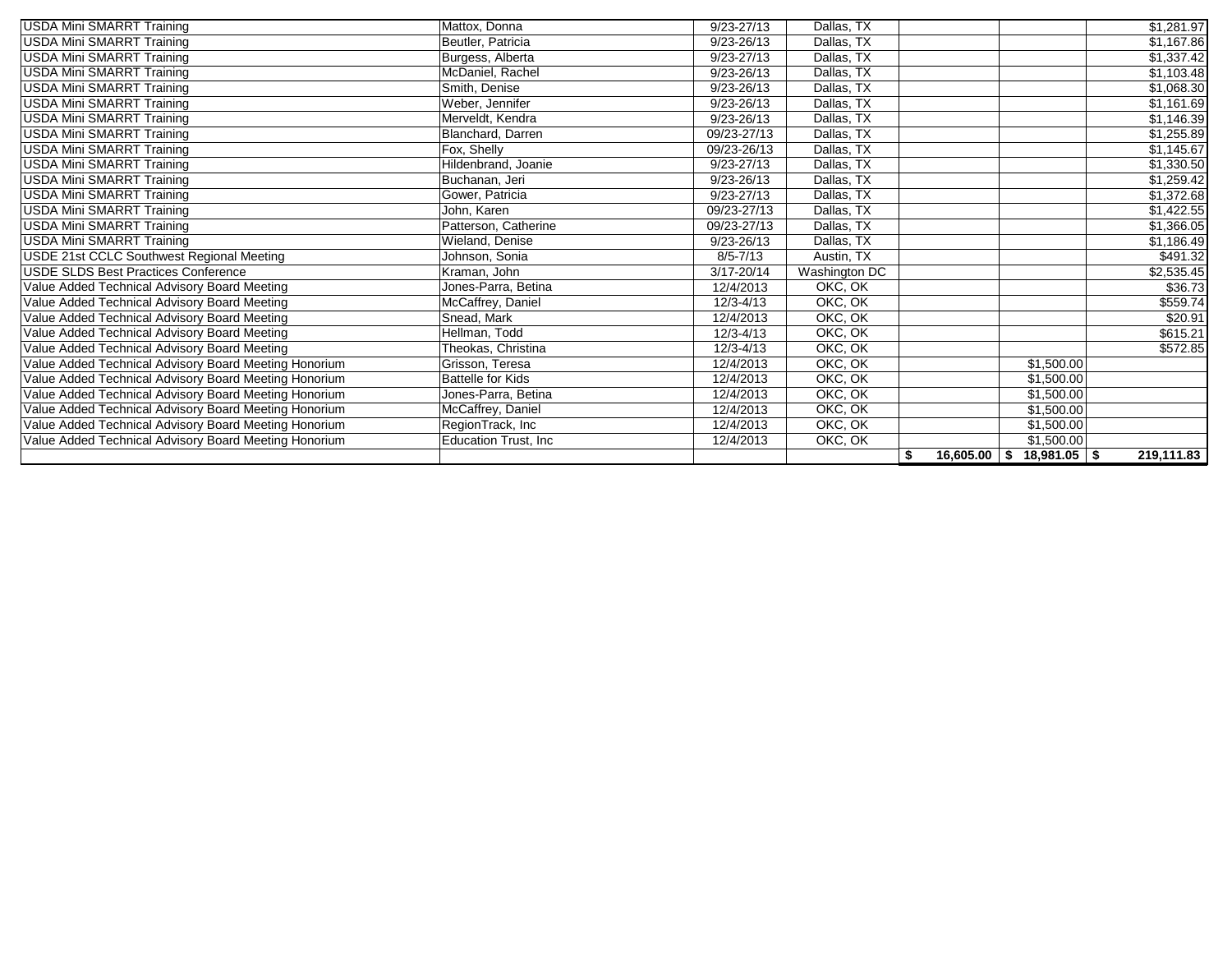| | | | | | | |
|---|---|---|---|---|---|---|
| USDA Mini SMARRT Training | Mattox, Donna | 9/23-27/13 | Dallas, TX | | | $1,281.97 |
| USDA Mini SMARRT Training | Beutler, Patricia | 9/23-26/13 | Dallas, TX | | | $1,167.86 |
| USDA Mini SMARRT Training | Burgess, Alberta | 9/23-27/13 | Dallas, TX | | | $1,337.42 |
| USDA Mini SMARRT Training | McDaniel, Rachel | 9/23-26/13 | Dallas, TX | | | $1,103.48 |
| USDA Mini SMARRT Training | Smith, Denise | 9/23-26/13 | Dallas, TX | | | $1,068.30 |
| USDA Mini SMARRT Training | Weber, Jennifer | 9/23-26/13 | Dallas, TX | | | $1,161.69 |
| USDA Mini SMARRT Training | Merveldt, Kendra | 9/23-26/13 | Dallas, TX | | | $1,146.39 |
| USDA Mini SMARRT Training | Blanchard, Darren | 09/23-27/13 | Dallas, TX | | | $1,255.89 |
| USDA Mini SMARRT Training | Fox, Shelly | 09/23-26/13 | Dallas, TX | | | $1,145.67 |
| USDA Mini SMARRT Training | Hildenbrand, Joanie | 9/23-27/13 | Dallas, TX | | | $1,330.50 |
| USDA Mini SMARRT Training | Buchanan, Jeri | 9/23-26/13 | Dallas, TX | | | $1,259.42 |
| USDA Mini SMARRT Training | Gower, Patricia | 9/23-27/13 | Dallas, TX | | | $1,372.68 |
| USDA Mini SMARRT Training | John, Karen | 09/23-27/13 | Dallas, TX | | | $1,422.55 |
| USDA Mini SMARRT Training | Patterson, Catherine | 09/23-27/13 | Dallas, TX | | | $1,366.05 |
| USDA Mini SMARRT Training | Wieland, Denise | 9/23-26/13 | Dallas, TX | | | $1,186.49 |
| USDE 21st CCLC Southwest Regional Meeting | Johnson, Sonia | 8/5-7/13 | Austin, TX | | | $491.32 |
| USDE SLDS Best Practices Conference | Kraman, John | 3/17-20/14 | Washington DC | | | $2,535.45 |
| Value Added Technical Advisory Board Meeting | Jones-Parra, Betina | 12/4/2013 | OKC, OK | | | $36.73 |
| Value Added Technical Advisory Board Meeting | McCaffrey, Daniel | 12/3-4/13 | OKC, OK | | | $559.74 |
| Value Added Technical Advisory Board Meeting | Snead, Mark | 12/4/2013 | OKC, OK | | | $20.91 |
| Value Added Technical Advisory Board Meeting | Hellman, Todd | 12/3-4/13 | OKC, OK | | | $615.21 |
| Value Added Technical Advisory Board Meeting | Theokas, Christina | 12/3-4/13 | OKC, OK | | | $572.85 |
| Value Added Technical Advisory Board Meeting Honorium | Grisson, Teresa | 12/4/2013 | OKC, OK | | $1,500.00 | |
| Value Added Technical Advisory Board Meeting Honorium | Battelle for Kids | 12/4/2013 | OKC, OK | | $1,500.00 | |
| Value Added Technical Advisory Board Meeting Honorium | Jones-Parra, Betina | 12/4/2013 | OKC, OK | | $1,500.00 | |
| Value Added Technical Advisory Board Meeting Honorium | McCaffrey, Daniel | 12/4/2013 | OKC, OK | | $1,500.00 | |
| Value Added Technical Advisory Board Meeting Honorium | RegionTrack, Inc | 12/4/2013 | OKC, OK | | $1,500.00 | |
| Value Added Technical Advisory Board Meeting Honorium | Education Trust, Inc | 12/4/2013 | OKC, OK | | $1,500.00 | |
| | | | | **$ 16,605.00** | **$ 18,981.05** | **$ 219,111.83** |